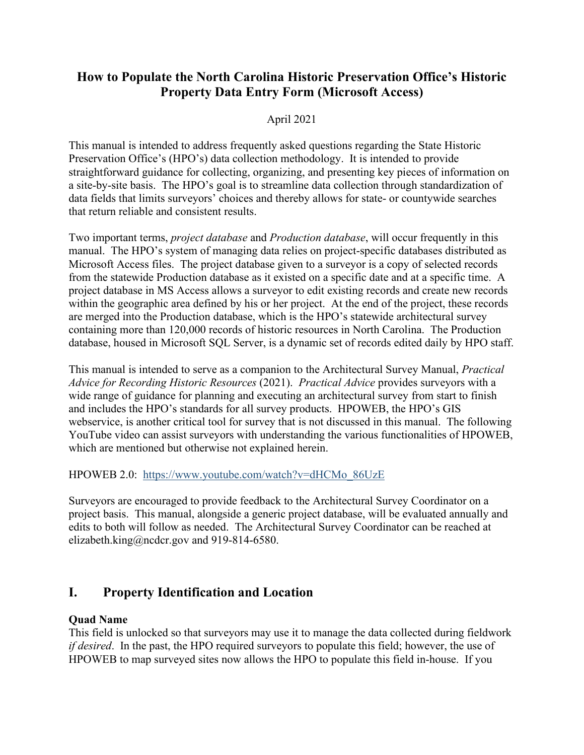# How to Populate the North Carolina Historic Preservation Office's Historic Property Data Entry Form (Microsoft Access)

April 2021

This manual is intended to address frequently asked questions regarding the State Historic Preservation Office's (HPO's) data collection methodology. It is intended to provide straightforward guidance for collecting, organizing, and presenting key pieces of information on a site-by-site basis. The HPO's goal is to streamline data collection through standardization of data fields that limits surveyors' choices and thereby allows for state- or countywide searches that return reliable and consistent results.

Two important terms, *project database* and *Production database*, will occur frequently in this manual. The HPO's system of managing data relies on project-specific databases distributed as Microsoft Access files. The project database given to a surveyor is a copy of selected records from the statewide Production database as it existed on a specific date and at a specific time. A project database in MS Access allows a surveyor to edit existing records and create new records within the geographic area defined by his or her project. At the end of the project, these records are merged into the Production database, which is the HPO's statewide architectural survey containing more than 120,000 records of historic resources in North Carolina. The Production database, housed in Microsoft SQL Server, is a dynamic set of records edited daily by HPO staff.

This manual is intended to serve as a companion to the Architectural Survey Manual, *Practical Advice for Recording Historic Resources* (2021). *Practical Advice* provides surveyors with a wide range of guidance for planning and executing an architectural survey from start to finish and includes the HPO's standards for all survey products. HPOWEB, the HPO's GIS webservice, is another critical tool for survey that is not discussed in this manual. The following YouTube video can assist surveyors with understanding the various functionalities of HPOWEB, which are mentioned but otherwise not explained herein.

HPOWEB 2.0: [https://www.youtube.com/watch?v=dHCMo_86UzE](https://www.youtube.com/watch?v=dHCMo_86UzE)

Surveyors are encouraged to provide feedback to the Architectural Survey Coordinator on a project basis. This manual, alongside a generic project database, will be evaluated annually and edits to both will follow as needed. The Architectural Survey Coordinator can be reached at elizabeth.king@ncdcr.gov and 919-814-6580.

## I. Property Identification and Location

**Quad Name**

This field is unlocked so that surveyors may use it to manage the data collected during fieldwork *if desired*. In the past, the HPO required surveyors to populate this field; however, the use of HPOWEB to map surveyed sites now allows the HPO to populate this field in-house. If you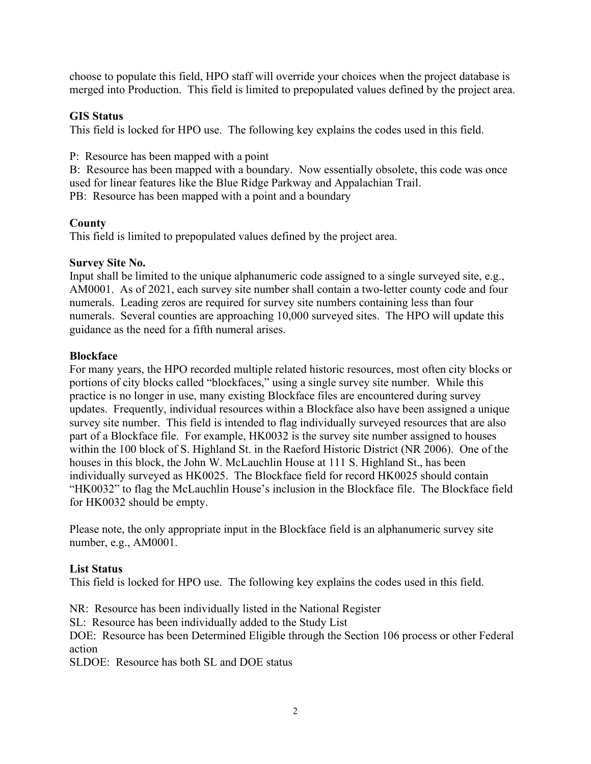choose to populate this field, HPO staff will override your choices when the project database is merged into Production. This field is limited to prepopulated values defined by the project area.

**GIS Status**

This field is locked for HPO use. The following key explains the codes used in this field.

P: Resource has been mapped with a point

B: Resource has been mapped with a boundary. Now essentially obsolete, this code was once used for linear features like the Blue Ridge Parkway and Appalachian Trail.

PB: Resource has been mapped with a point and a boundary

**County**

This field is limited to prepopulated values defined by the project area.

**Survey Site No.**

Input shall be limited to the unique alphanumeric code assigned to a single surveyed site, e.g., AM0001. As of 2021, each survey site number shall contain a two-letter county code and four numerals. Leading zeros are required for survey site numbers containing less than four numerals. Several counties are approaching 10,000 surveyed sites. The HPO will update this guidance as the need for a fifth numeral arises.

**Blockface**

For many years, the HPO recorded multiple related historic resources, most often city blocks or portions of city blocks called "blockfaces," using a single survey site number. While this practice is no longer in use, many existing Blockface files are encountered during survey updates. Frequently, individual resources within a Blockface also have been assigned a unique survey site number. This field is intended to flag individually surveyed resources that are also part of a Blockface file. For example, HK0032 is the survey site number assigned to houses within the 100 block of S. Highland St. in the Raeford Historic District (NR 2006). One of the houses in this block, the John W. McLauchlin House at 111 S. Highland St., has been individually surveyed as HK0025. The Blockface field for record HK0025 should contain "HK0032" to flag the McLauchlin House's inclusion in the Blockface file. The Blockface field for HK0032 should be empty.

Please note, the only appropriate input in the Blockface field is an alphanumeric survey site number, e.g., AM0001.

**List Status**

This field is locked for HPO use. The following key explains the codes used in this field.

NR: Resource has been individually listed in the National Register

SL: Resource has been individually added to the Study List

DOE: Resource has been Determined Eligible through the Section 106 process or other Federal action

SLDOE: Resource has both SL and DOE status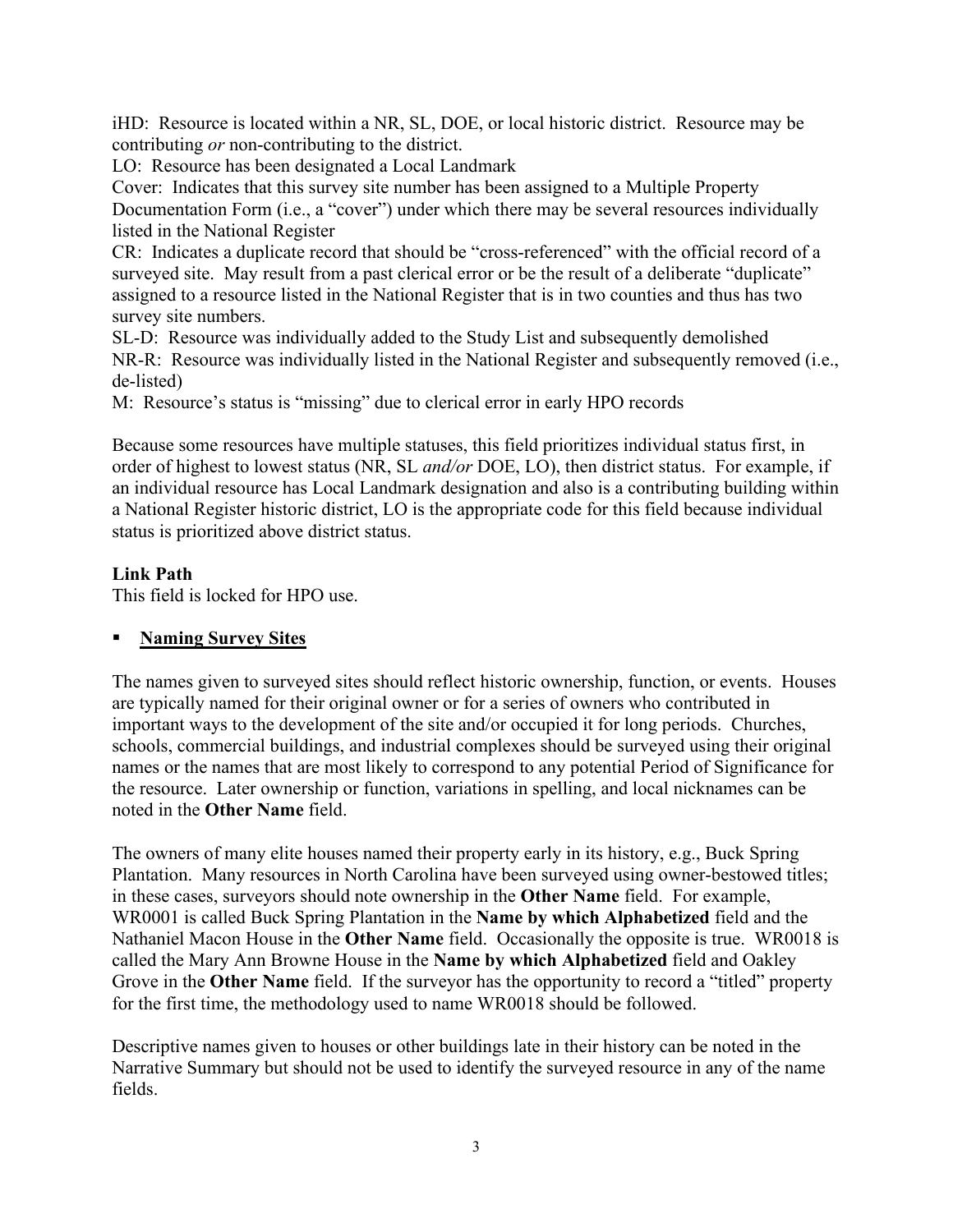iHD: Resource is located within a NR, SL, DOE, or local historic district. Resource may be contributing *or* non-contributing to the district.
LO: Resource has been designated a Local Landmark
Cover: Indicates that this survey site number has been assigned to a Multiple Property Documentation Form (i.e., a "cover") under which there may be several resources individually listed in the National Register
CR: Indicates a duplicate record that should be "cross-referenced" with the official record of a surveyed site. May result from a past clerical error or be the result of a deliberate "duplicate" assigned to a resource listed in the National Register that is in two counties and thus has two survey site numbers.
SL-D: Resource was individually added to the Study List and subsequently demolished
NR-R: Resource was individually listed in the National Register and subsequently removed (i.e., de-listed)
M: Resource's status is "missing" due to clerical error in early HPO records

Because some resources have multiple statuses, this field prioritizes individual status first, in order of highest to lowest status (NR, SL *and/or* DOE, LO), then district status. For example, if an individual resource has Local Landmark designation and also is a contributing building within a National Register historic district, LO is the appropriate code for this field because individual status is prioritized above district status.

**Link Path**
This field is locked for HPO use.

- **Naming Survey Sites**

The names given to surveyed sites should reflect historic ownership, function, or events. Houses are typically named for their original owner or for a series of owners who contributed in important ways to the development of the site and/or occupied it for long periods. Churches, schools, commercial buildings, and industrial complexes should be surveyed using their original names or the names that are most likely to correspond to any potential Period of Significance for the resource. Later ownership or function, variations in spelling, and local nicknames can be noted in the **Other Name** field.

The owners of many elite houses named their property early in its history, e.g., Buck Spring Plantation. Many resources in North Carolina have been surveyed using owner-bestowed titles; in these cases, surveyors should note ownership in the **Other Name** field. For example, WR0001 is called Buck Spring Plantation in the **Name by which Alphabetized** field and the Nathaniel Macon House in the **Other Name** field. Occasionally the opposite is true. WR0018 is called the Mary Ann Browne House in the **Name by which Alphabetized** field and Oakley Grove in the **Other Name** field. If the surveyor has the opportunity to record a "titled" property for the first time, the methodology used to name WR0018 should be followed.

Descriptive names given to houses or other buildings late in their history can be noted in the Narrative Summary but should not be used to identify the surveyed resource in any of the name fields.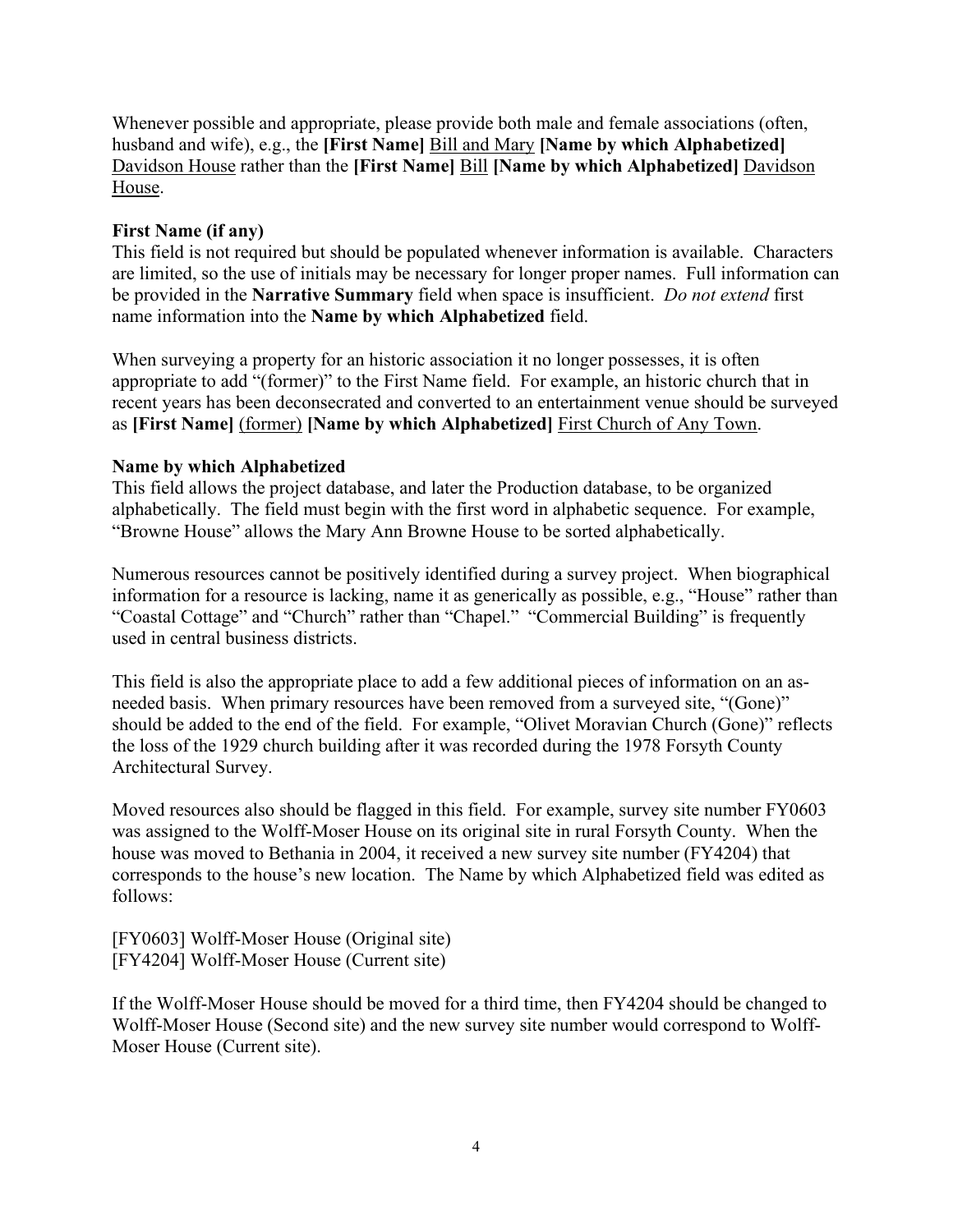Whenever possible and appropriate, please provide both male and female associations (often, husband and wife), e.g., the **[First Name]** Bill and Mary **[Name by which Alphabetized]** Davidson House rather than the **[First Name]** Bill **[Name by which Alphabetized]** Davidson House.

**First Name (if any)**
This field is not required but should be populated whenever information is available. Characters are limited, so the use of initials may be necessary for longer proper names. Full information can be provided in the **Narrative Summary** field when space is insufficient. *Do not extend* first name information into the **Name by which Alphabetized** field.

When surveying a property for an historic association it no longer possesses, it is often appropriate to add "(former)" to the First Name field. For example, an historic church that in recent years has been deconsecrated and converted to an entertainment venue should be surveyed as **[First Name]** (former) **[Name by which Alphabetized]** First Church of Any Town.

**Name by which Alphabetized**
This field allows the project database, and later the Production database, to be organized alphabetically. The field must begin with the first word in alphabetic sequence. For example, "Browne House" allows the Mary Ann Browne House to be sorted alphabetically.

Numerous resources cannot be positively identified during a survey project. When biographical information for a resource is lacking, name it as generically as possible, e.g., "House" rather than "Coastal Cottage" and "Church" rather than "Chapel." "Commercial Building" is frequently used in central business districts.

This field is also the appropriate place to add a few additional pieces of information on an as-needed basis. When primary resources have been removed from a surveyed site, "(Gone)" should be added to the end of the field. For example, "Olivet Moravian Church (Gone)" reflects the loss of the 1929 church building after it was recorded during the 1978 Forsyth County Architectural Survey.

Moved resources also should be flagged in this field. For example, survey site number FY0603 was assigned to the Wolff-Moser House on its original site in rural Forsyth County. When the house was moved to Bethania in 2004, it received a new survey site number (FY4204) that corresponds to the house's new location. The Name by which Alphabetized field was edited as follows:

[FY0603] Wolff-Moser House (Original site)
[FY4204] Wolff-Moser House (Current site)

If the Wolff-Moser House should be moved for a third time, then FY4204 should be changed to Wolff-Moser House (Second site) and the new survey site number would correspond to Wolff-Moser House (Current site).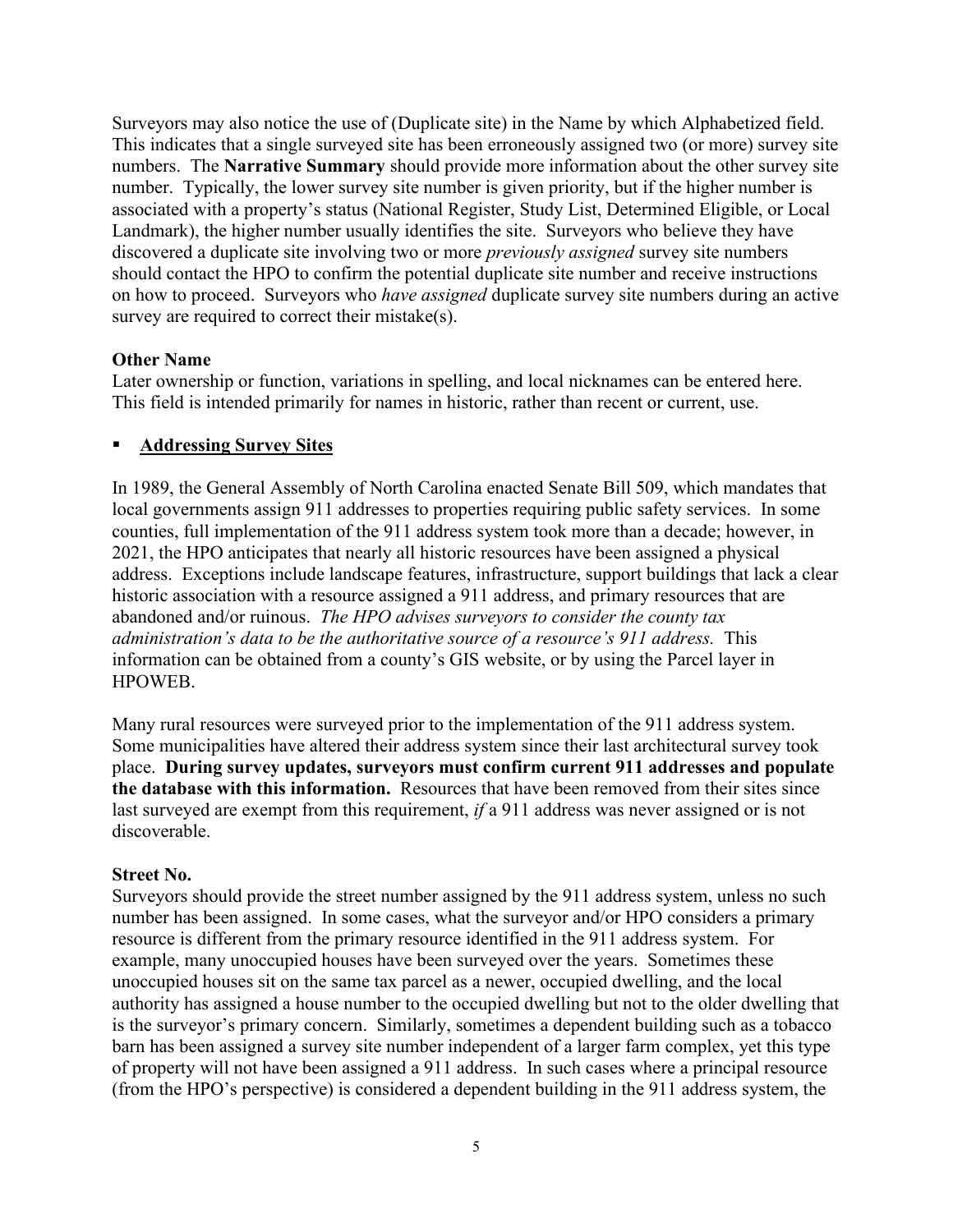Surveyors may also notice the use of (Duplicate site) in the Name by which Alphabetized field. This indicates that a single surveyed site has been erroneously assigned two (or more) survey site numbers. The **Narrative Summary** should provide more information about the other survey site number. Typically, the lower survey site number is given priority, but if the higher number is associated with a property's status (National Register, Study List, Determined Eligible, or Local Landmark), the higher number usually identifies the site. Surveyors who believe they have discovered a duplicate site involving two or more *previously assigned* survey site numbers should contact the HPO to confirm the potential duplicate site number and receive instructions on how to proceed. Surveyors who *have assigned* duplicate survey site numbers during an active survey are required to correct their mistake(s).

**Other Name**
Later ownership or function, variations in spelling, and local nicknames can be entered here. This field is intended primarily for names in historic, rather than recent or current, use.

- **Addressing Survey Sites**

In 1989, the General Assembly of North Carolina enacted Senate Bill 509, which mandates that local governments assign 911 addresses to properties requiring public safety services. In some counties, full implementation of the 911 address system took more than a decade; however, in 2021, the HPO anticipates that nearly all historic resources have been assigned a physical address. Exceptions include landscape features, infrastructure, support buildings that lack a clear historic association with a resource assigned a 911 address, and primary resources that are abandoned and/or ruinous. *The HPO advises surveyors to consider the county tax administration's data to be the authoritative source of a resource's 911 address.* This information can be obtained from a county's GIS website, or by using the Parcel layer in HPOWEB.

Many rural resources were surveyed prior to the implementation of the 911 address system. Some municipalities have altered their address system since their last architectural survey took place. **During survey updates, surveyors must confirm current 911 addresses and populate the database with this information.** Resources that have been removed from their sites since last surveyed are exempt from this requirement, *if* a 911 address was never assigned or is not discoverable.

**Street No.**
Surveyors should provide the street number assigned by the 911 address system, unless no such number has been assigned. In some cases, what the surveyor and/or HPO considers a primary resource is different from the primary resource identified in the 911 address system. For example, many unoccupied houses have been surveyed over the years. Sometimes these unoccupied houses sit on the same tax parcel as a newer, occupied dwelling, and the local authority has assigned a house number to the occupied dwelling but not to the older dwelling that is the surveyor's primary concern. Similarly, sometimes a dependent building such as a tobacco barn has been assigned a survey site number independent of a larger farm complex, yet this type of property will not have been assigned a 911 address. In such cases where a principal resource (from the HPO's perspective) is considered a dependent building in the 911 address system, the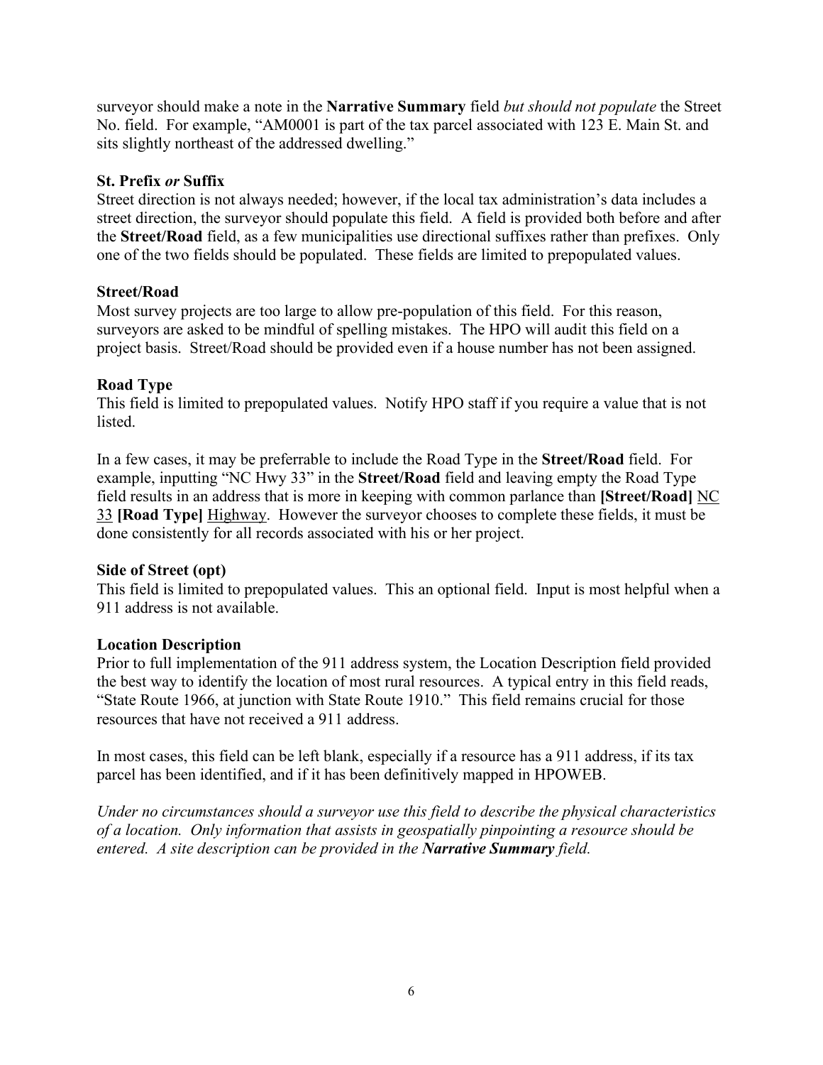surveyor should make a note in the **Narrative Summary** field *but should not populate* the Street No. field. For example, "AM0001 is part of the tax parcel associated with 123 E. Main St. and sits slightly northeast of the addressed dwelling."

**St. Prefix *or* Suffix**
Street direction is not always needed; however, if the local tax administration's data includes a street direction, the surveyor should populate this field. A field is provided both before and after the **Street/Road** field, as a few municipalities use directional suffixes rather than prefixes. Only one of the two fields should be populated. These fields are limited to prepopulated values.

**Street/Road**
Most survey projects are too large to allow pre-population of this field. For this reason, surveyors are asked to be mindful of spelling mistakes. The HPO will audit this field on a project basis. Street/Road should be provided even if a house number has not been assigned.

**Road Type**
This field is limited to prepopulated values. Notify HPO staff if you require a value that is not listed.

In a few cases, it may be preferrable to include the Road Type in the **Street/Road** field. For example, inputting "NC Hwy 33" in the **Street/Road** field and leaving empty the Road Type field results in an address that is more in keeping with common parlance than **[Street/Road]** <u>NC 33</u> **[Road Type]** <u>Highway</u>. However the surveyor chooses to complete these fields, it must be done consistently for all records associated with his or her project.

**Side of Street (opt)**
This field is limited to prepopulated values. This an optional field. Input is most helpful when a 911 address is not available.

**Location Description**
Prior to full implementation of the 911 address system, the Location Description field provided the best way to identify the location of most rural resources. A typical entry in this field reads, "State Route 1966, at junction with State Route 1910." This field remains crucial for those resources that have not received a 911 address.

In most cases, this field can be left blank, especially if a resource has a 911 address, if its tax parcel has been identified, and if it has been definitively mapped in HPOWEB.

*Under no circumstances should a surveyor use this field to describe the physical characteristics of a location. Only information that assists in geospatially pinpointing a resource should be entered. A site description can be provided in the **Narrative Summary** field.*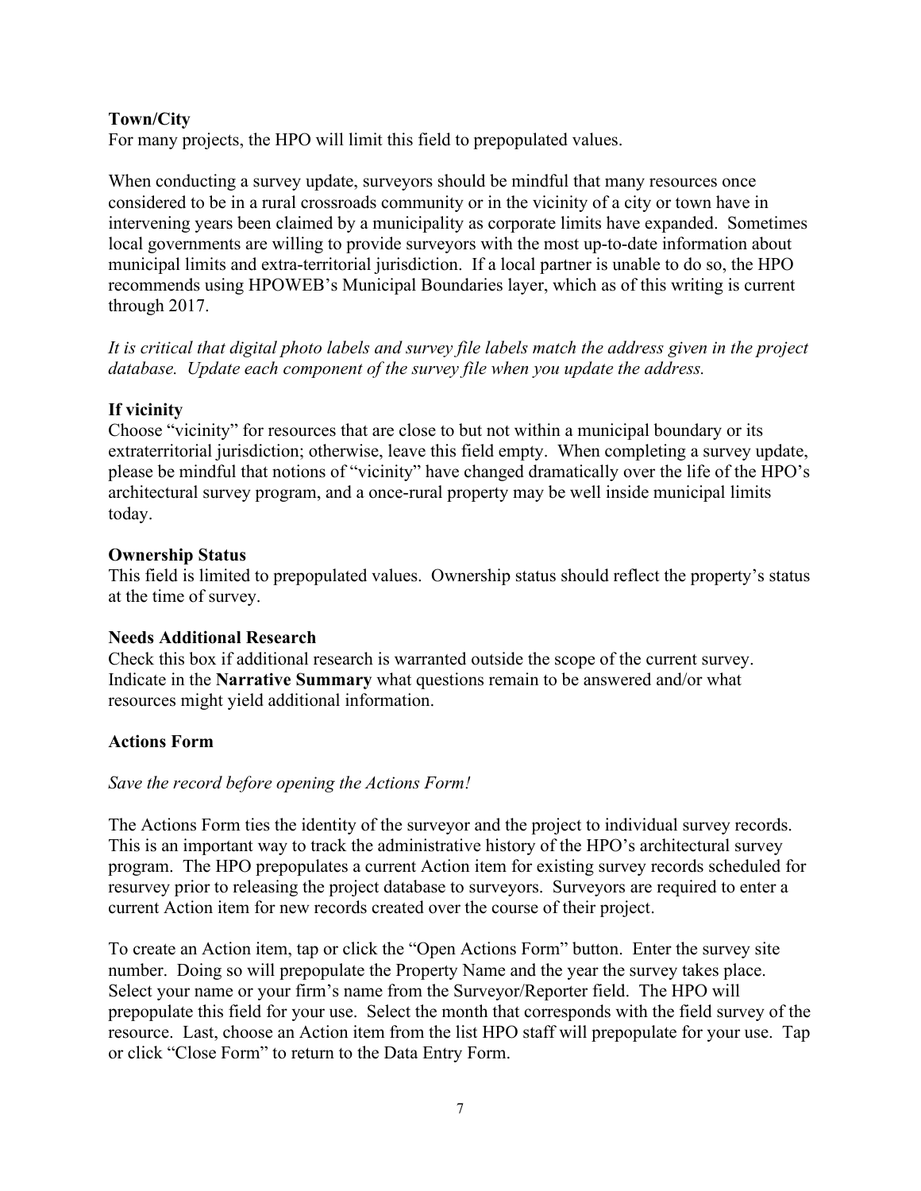**Town/City**

For many projects, the HPO will limit this field to prepopulated values.

When conducting a survey update, surveyors should be mindful that many resources once considered to be in a rural crossroads community or in the vicinity of a city or town have in intervening years been claimed by a municipality as corporate limits have expanded. Sometimes local governments are willing to provide surveyors with the most up-to-date information about municipal limits and extra-territorial jurisdiction. If a local partner is unable to do so, the HPO recommends using HPOWEB's Municipal Boundaries layer, which as of this writing is current through 2017.

*It is critical that digital photo labels and survey file labels match the address given in the project database. Update each component of the survey file when you update the address.*

**If vicinity**

Choose "vicinity" for resources that are close to but not within a municipal boundary or its extraterritorial jurisdiction; otherwise, leave this field empty. When completing a survey update, please be mindful that notions of "vicinity" have changed dramatically over the life of the HPO's architectural survey program, and a once-rural property may be well inside municipal limits today.

**Ownership Status**

This field is limited to prepopulated values. Ownership status should reflect the property's status at the time of survey.

**Needs Additional Research**

Check this box if additional research is warranted outside the scope of the current survey. Indicate in the **Narrative Summary** what questions remain to be answered and/or what resources might yield additional information.

**Actions Form**

*Save the record before opening the Actions Form!*

The Actions Form ties the identity of the surveyor and the project to individual survey records. This is an important way to track the administrative history of the HPO's architectural survey program. The HPO prepopulates a current Action item for existing survey records scheduled for resurvey prior to releasing the project database to surveyors. Surveyors are required to enter a current Action item for new records created over the course of their project.

To create an Action item, tap or click the "Open Actions Form" button. Enter the survey site number. Doing so will prepopulate the Property Name and the year the survey takes place. Select your name or your firm's name from the Surveyor/Reporter field. The HPO will prepopulate this field for your use. Select the month that corresponds with the field survey of the resource. Last, choose an Action item from the list HPO staff will prepopulate for your use. Tap or click "Close Form" to return to the Data Entry Form.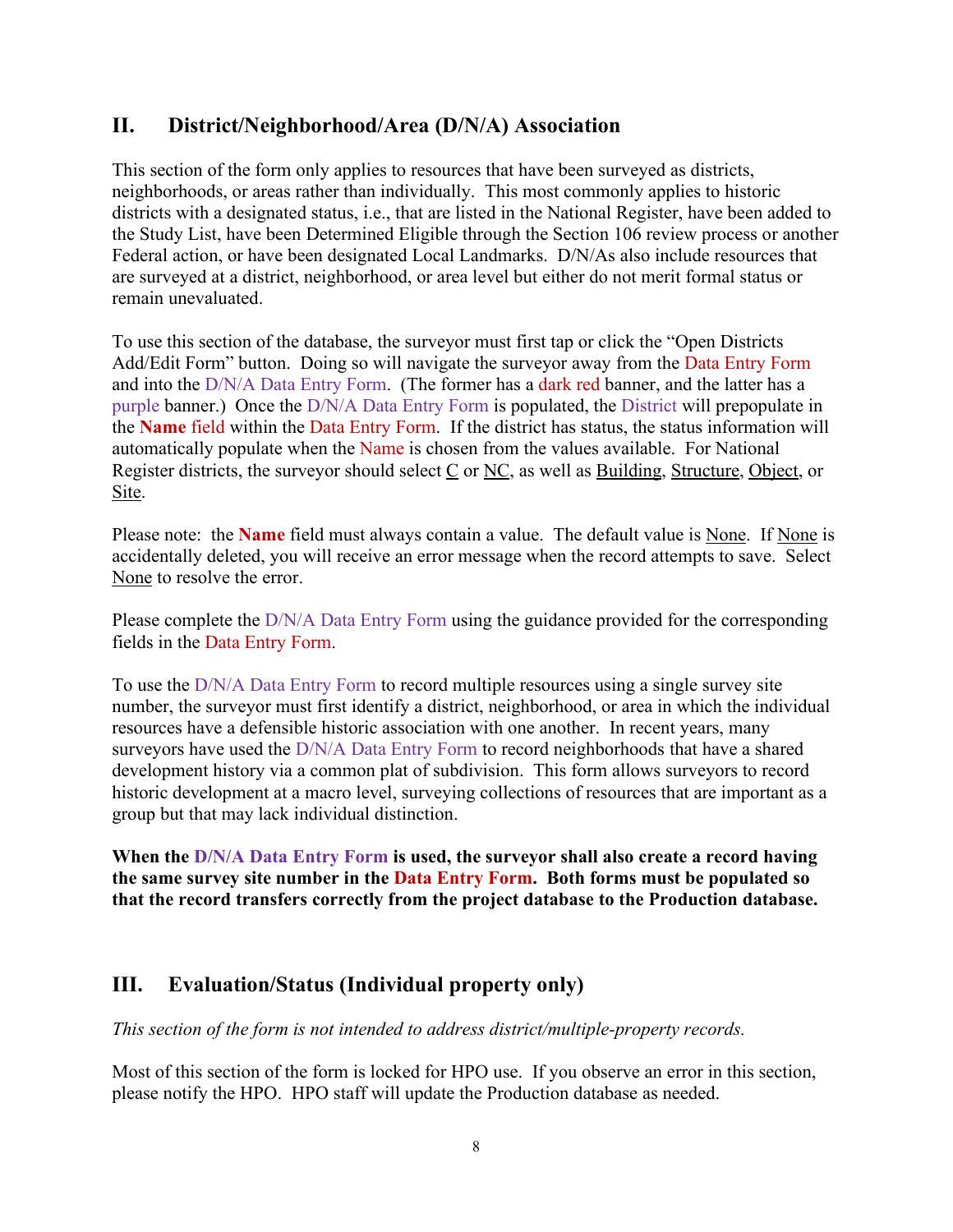## II. District/Neighborhood/Area (D/N/A) Association

This section of the form only applies to resources that have been surveyed as districts, neighborhoods, or areas rather than individually. This most commonly applies to historic districts with a designated status, i.e., that are listed in the National Register, have been added to the Study List, have been Determined Eligible through the Section 106 review process or another Federal action, or have been designated Local Landmarks. D/N/As also include resources that are surveyed at a district, neighborhood, or area level but either do not merit formal status or remain unevaluated.

To use this section of the database, the surveyor must first tap or click the "Open Districts Add/Edit Form" button. Doing so will navigate the surveyor away from the Data Entry Form and into the D/N/A Data Entry Form. (The former has a dark red banner, and the latter has a purple banner.) Once the D/N/A Data Entry Form is populated, the District will prepopulate in the **Name** field within the Data Entry Form. If the district has status, the status information will automatically populate when the Name is chosen from the values available. For National Register districts, the surveyor should select C or NC, as well as Building, Structure, Object, or Site.

Please note: the **Name** field must always contain a value. The default value is None. If None is accidentally deleted, you will receive an error message when the record attempts to save. Select None to resolve the error.

Please complete the D/N/A Data Entry Form using the guidance provided for the corresponding fields in the Data Entry Form.

To use the D/N/A Data Entry Form to record multiple resources using a single survey site number, the surveyor must first identify a district, neighborhood, or area in which the individual resources have a defensible historic association with one another. In recent years, many surveyors have used the D/N/A Data Entry Form to record neighborhoods that have a shared development history via a common plat of subdivision. This form allows surveyors to record historic development at a macro level, surveying collections of resources that are important as a group but that may lack individual distinction.

**When the D/N/A Data Entry Form is used, the surveyor shall also create a record having the same survey site number in the Data Entry Form. Both forms must be populated so that the record transfers correctly from the project database to the Production database.**

## III. Evaluation/Status (Individual property only)

*This section of the form is not intended to address district/multiple-property records.*

Most of this section of the form is locked for HPO use. If you observe an error in this section, please notify the HPO. HPO staff will update the Production database as needed.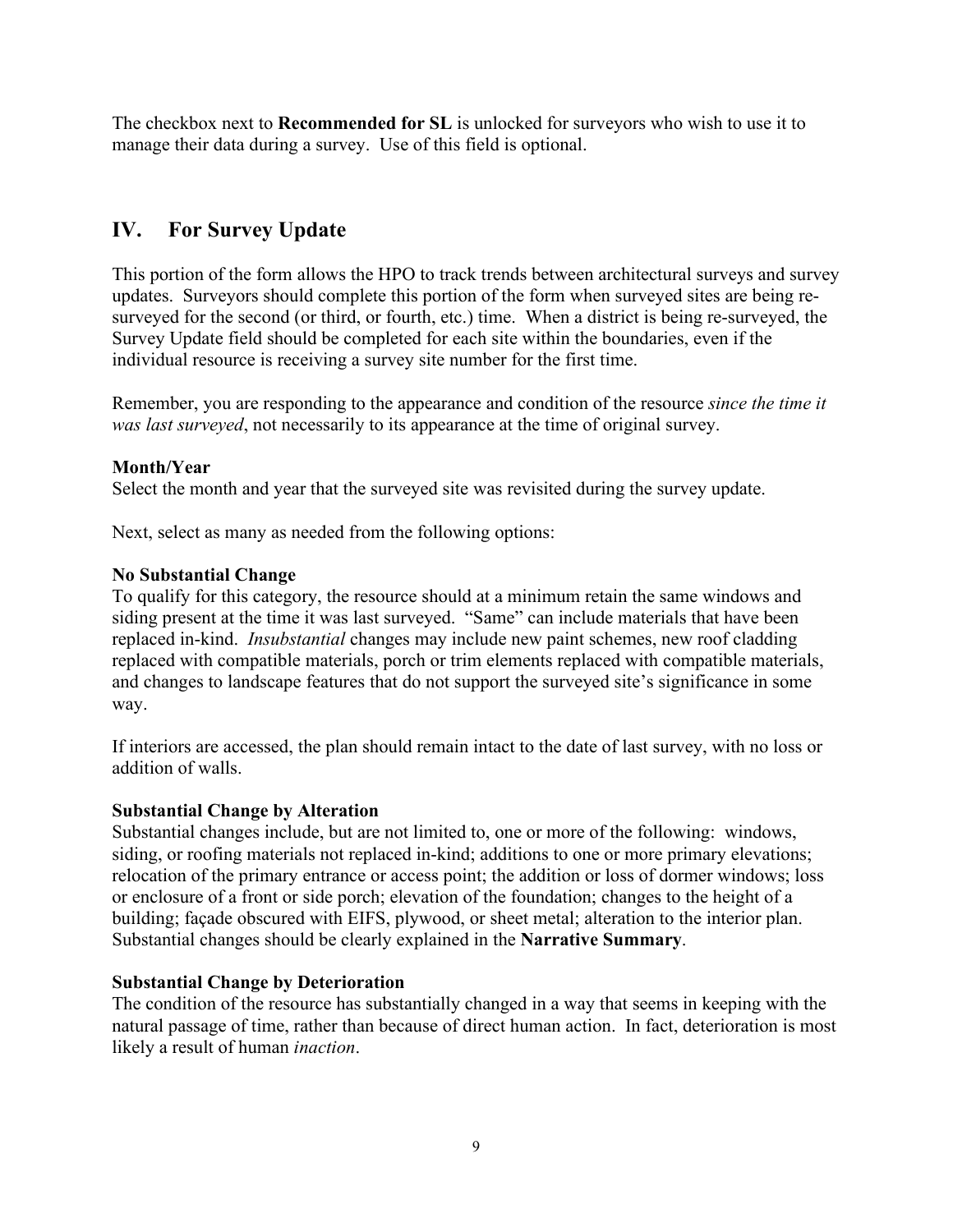The checkbox next to **Recommended for SL** is unlocked for surveyors who wish to use it to manage their data during a survey. Use of this field is optional.

## IV. For Survey Update

This portion of the form allows the HPO to track trends between architectural surveys and survey updates. Surveyors should complete this portion of the form when surveyed sites are being re-surveyed for the second (or third, or fourth, etc.) time. When a district is being re-surveyed, the Survey Update field should be completed for each site within the boundaries, even if the individual resource is receiving a survey site number for the first time.

Remember, you are responding to the appearance and condition of the resource *since the time it was last surveyed*, not necessarily to its appearance at the time of original survey.

**Month/Year**
Select the month and year that the surveyed site was revisited during the survey update.

Next, select as many as needed from the following options:

**No Substantial Change**
To qualify for this category, the resource should at a minimum retain the same windows and siding present at the time it was last surveyed. "Same" can include materials that have been replaced in-kind. *Insubstantial* changes may include new paint schemes, new roof cladding replaced with compatible materials, porch or trim elements replaced with compatible materials, and changes to landscape features that do not support the surveyed site's significance in some way.

If interiors are accessed, the plan should remain intact to the date of last survey, with no loss or addition of walls.

**Substantial Change by Alteration**
Substantial changes include, but are not limited to, one or more of the following: windows, siding, or roofing materials not replaced in-kind; additions to one or more primary elevations; relocation of the primary entrance or access point; the addition or loss of dormer windows; loss or enclosure of a front or side porch; elevation of the foundation; changes to the height of a building; façade obscured with EIFS, plywood, or sheet metal; alteration to the interior plan. Substantial changes should be clearly explained in the **Narrative Summary**.

**Substantial Change by Deterioration**
The condition of the resource has substantially changed in a way that seems in keeping with the natural passage of time, rather than because of direct human action. In fact, deterioration is most likely a result of human *inaction*.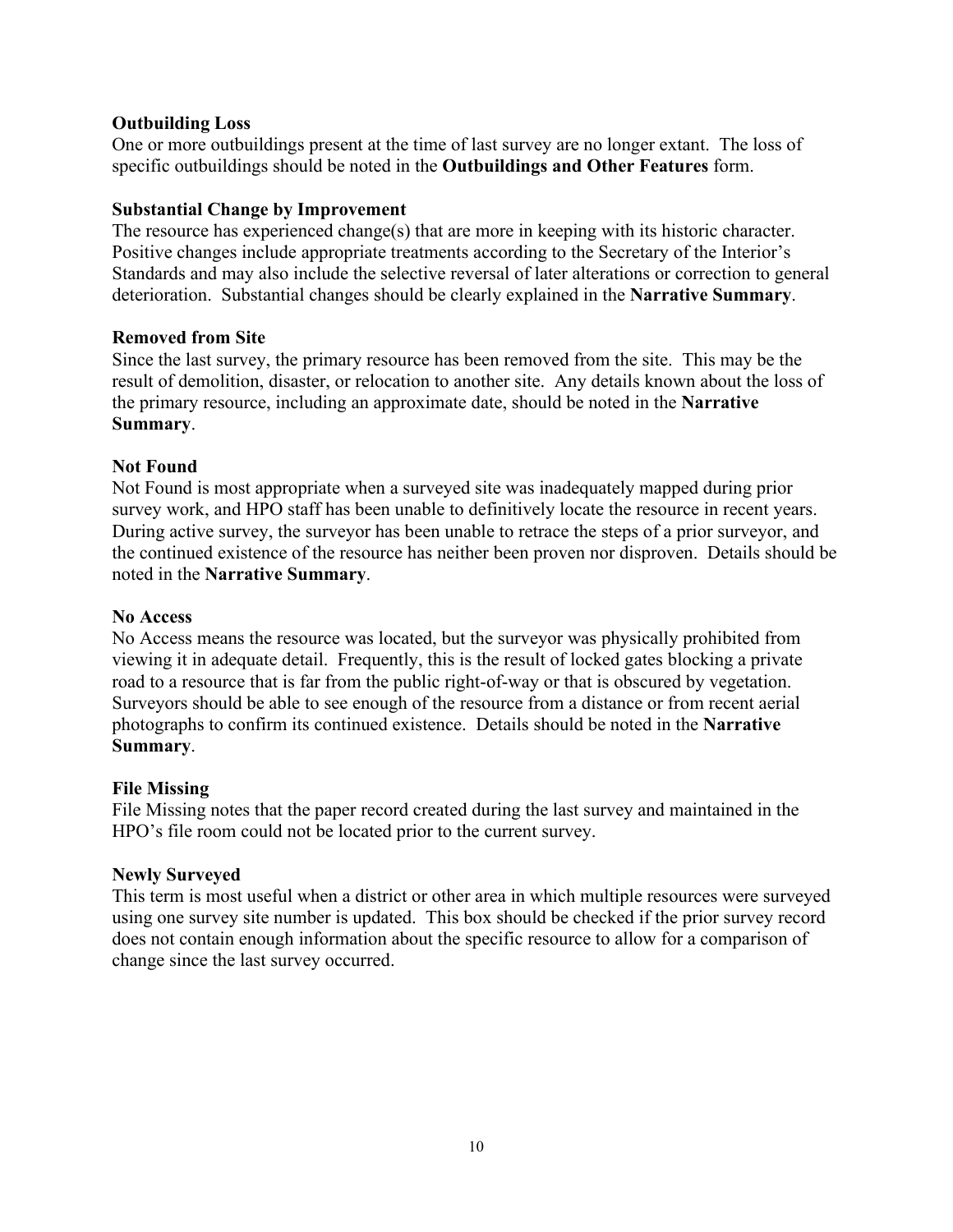**Outbuilding Loss**
One or more outbuildings present at the time of last survey are no longer extant. The loss of specific outbuildings should be noted in the **Outbuildings and Other Features** form.

**Substantial Change by Improvement**
The resource has experienced change(s) that are more in keeping with its historic character. Positive changes include appropriate treatments according to the Secretary of the Interior's Standards and may also include the selective reversal of later alterations or correction to general deterioration. Substantial changes should be clearly explained in the **Narrative Summary**.

**Removed from Site**
Since the last survey, the primary resource has been removed from the site. This may be the result of demolition, disaster, or relocation to another site. Any details known about the loss of the primary resource, including an approximate date, should be noted in the **Narrative Summary**.

**Not Found**
Not Found is most appropriate when a surveyed site was inadequately mapped during prior survey work, and HPO staff has been unable to definitively locate the resource in recent years. During active survey, the surveyor has been unable to retrace the steps of a prior surveyor, and the continued existence of the resource has neither been proven nor disproven. Details should be noted in the **Narrative Summary**.

**No Access**
No Access means the resource was located, but the surveyor was physically prohibited from viewing it in adequate detail. Frequently, this is the result of locked gates blocking a private road to a resource that is far from the public right-of-way or that is obscured by vegetation. Surveyors should be able to see enough of the resource from a distance or from recent aerial photographs to confirm its continued existence. Details should be noted in the **Narrative Summary**.

**File Missing**
File Missing notes that the paper record created during the last survey and maintained in the HPO's file room could not be located prior to the current survey.

**Newly Surveyed**
This term is most useful when a district or other area in which multiple resources were surveyed using one survey site number is updated. This box should be checked if the prior survey record does not contain enough information about the specific resource to allow for a comparison of change since the last survey occurred.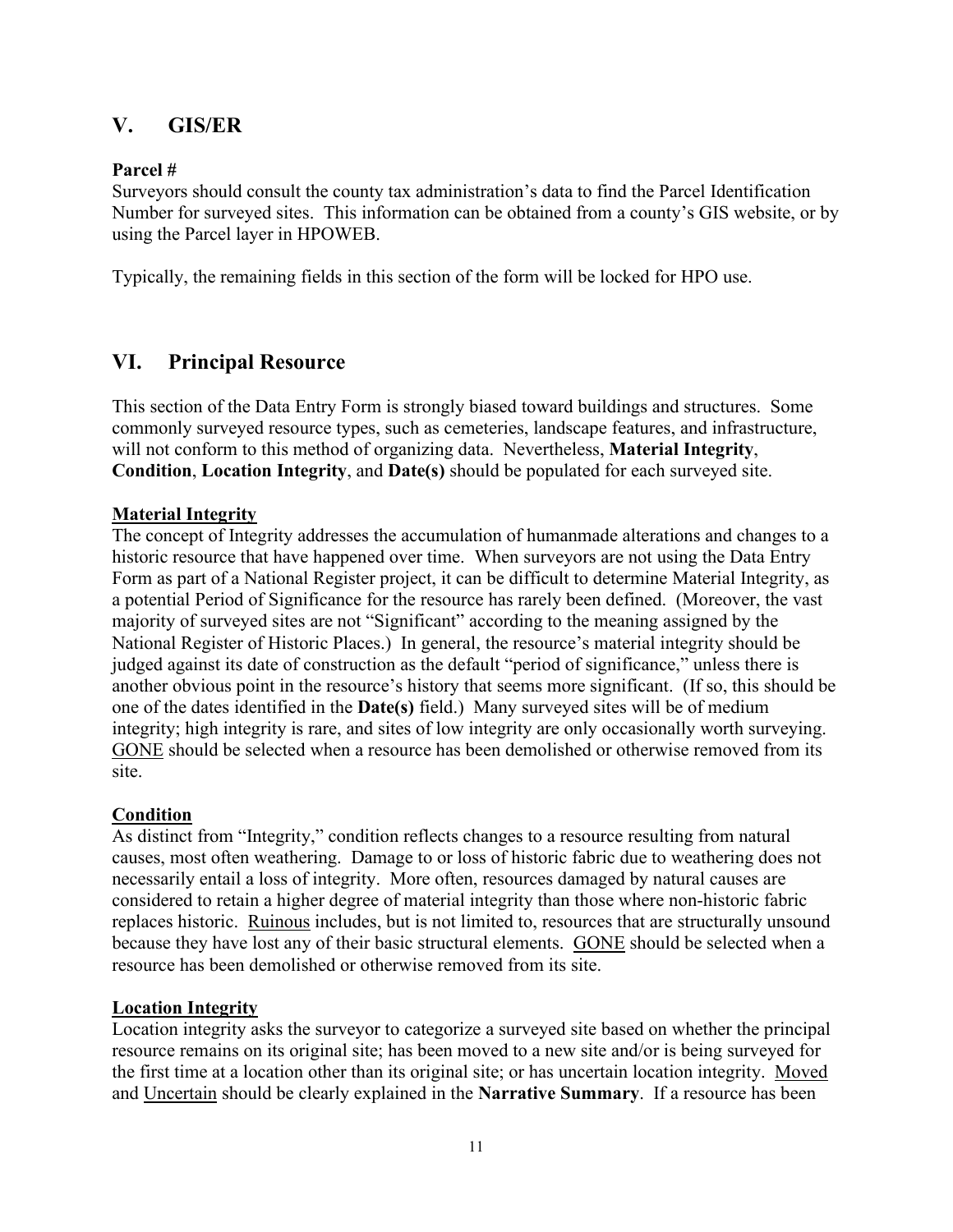## V. GIS/ER

**Parcel #**

Surveyors should consult the county tax administration's data to find the Parcel Identification Number for surveyed sites. This information can be obtained from a county's GIS website, or by using the Parcel layer in HPOWEB.

Typically, the remaining fields in this section of the form will be locked for HPO use.

## VI. Principal Resource

This section of the Data Entry Form is strongly biased toward buildings and structures. Some commonly surveyed resource types, such as cemeteries, landscape features, and infrastructure, will not conform to this method of organizing data. Nevertheless, **Material Integrity**, **Condition**, **Location Integrity**, and **Date(s)** should be populated for each surveyed site.

**Material Integrity**

The concept of Integrity addresses the accumulation of humanmade alterations and changes to a historic resource that have happened over time. When surveyors are not using the Data Entry Form as part of a National Register project, it can be difficult to determine Material Integrity, as a potential Period of Significance for the resource has rarely been defined. (Moreover, the vast majority of surveyed sites are not "Significant" according to the meaning assigned by the National Register of Historic Places.) In general, the resource's material integrity should be judged against its date of construction as the default "period of significance," unless there is another obvious point in the resource's history that seems more significant. (If so, this should be one of the dates identified in the **Date(s)** field.) Many surveyed sites will be of medium integrity; high integrity is rare, and sites of low integrity are only occasionally worth surveying. GONE should be selected when a resource has been demolished or otherwise removed from its site.

**Condition**

As distinct from "Integrity," condition reflects changes to a resource resulting from natural causes, most often weathering. Damage to or loss of historic fabric due to weathering does not necessarily entail a loss of integrity. More often, resources damaged by natural causes are considered to retain a higher degree of material integrity than those where non-historic fabric replaces historic. Ruinous includes, but is not limited to, resources that are structurally unsound because they have lost any of their basic structural elements. GONE should be selected when a resource has been demolished or otherwise removed from its site.

**Location Integrity**

Location integrity asks the surveyor to categorize a surveyed site based on whether the principal resource remains on its original site; has been moved to a new site and/or is being surveyed for the first time at a location other than its original site; or has uncertain location integrity. Moved and Uncertain should be clearly explained in the **Narrative Summary**. If a resource has been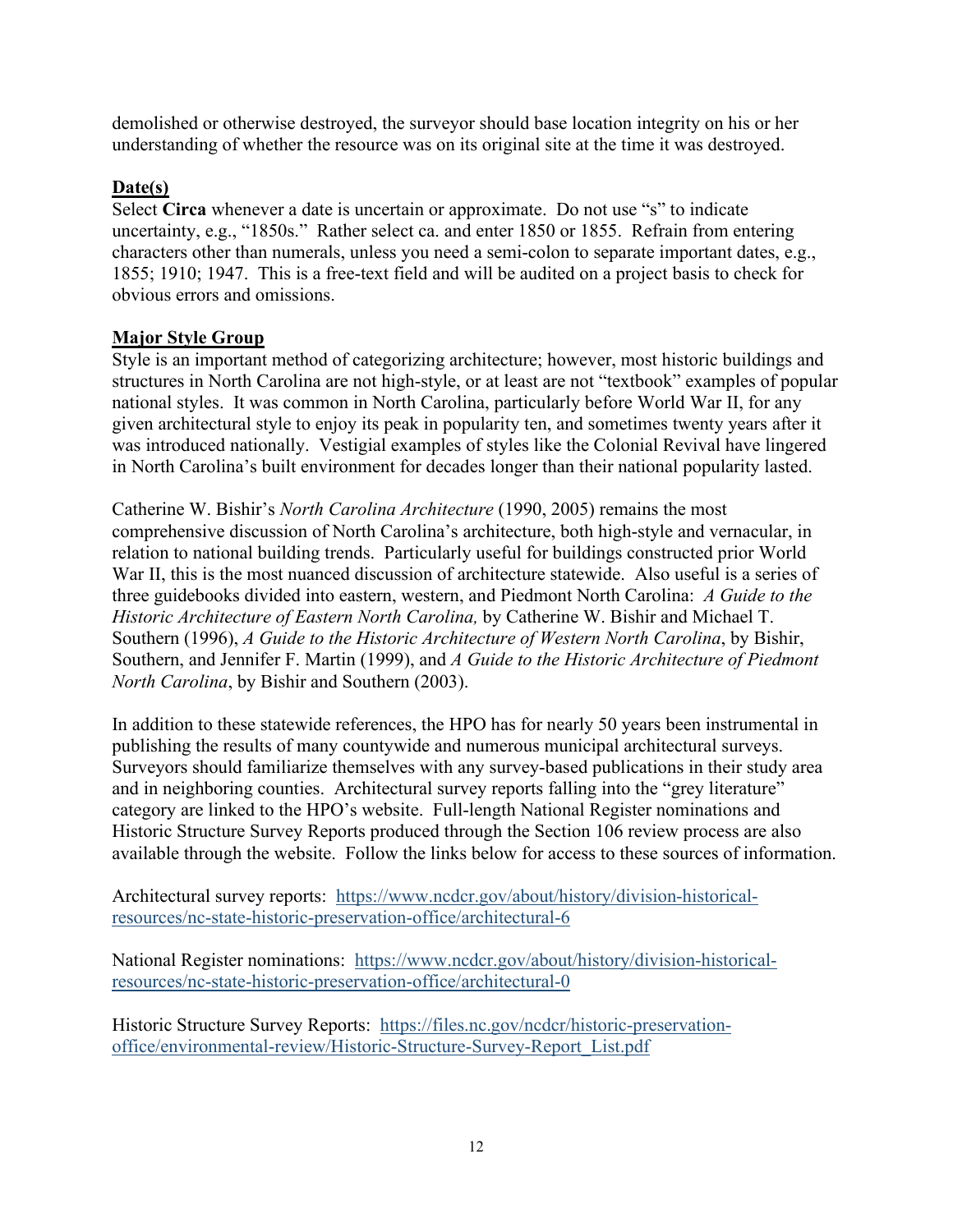demolished or otherwise destroyed, the surveyor should base location integrity on his or her understanding of whether the resource was on its original site at the time it was destroyed.

**Date(s)**

Select **Circa** whenever a date is uncertain or approximate. Do not use "s" to indicate uncertainty, e.g., "1850s." Rather select ca. and enter 1850 or 1855. Refrain from entering characters other than numerals, unless you need a semi-colon to separate important dates, e.g., 1855; 1910; 1947. This is a free-text field and will be audited on a project basis to check for obvious errors and omissions.

**Major Style Group**

Style is an important method of categorizing architecture; however, most historic buildings and structures in North Carolina are not high-style, or at least are not "textbook" examples of popular national styles. It was common in North Carolina, particularly before World War II, for any given architectural style to enjoy its peak in popularity ten, and sometimes twenty years after it was introduced nationally. Vestigial examples of styles like the Colonial Revival have lingered in North Carolina's built environment for decades longer than their national popularity lasted.

Catherine W. Bishir's *North Carolina Architecture* (1990, 2005) remains the most comprehensive discussion of North Carolina's architecture, both high-style and vernacular, in relation to national building trends. Particularly useful for buildings constructed prior World War II, this is the most nuanced discussion of architecture statewide. Also useful is a series of three guidebooks divided into eastern, western, and Piedmont North Carolina: *A Guide to the Historic Architecture of Eastern North Carolina,* by Catherine W. Bishir and Michael T. Southern (1996), *A Guide to the Historic Architecture of Western North Carolina*, by Bishir, Southern, and Jennifer F. Martin (1999), and *A Guide to the Historic Architecture of Piedmont North Carolina*, by Bishir and Southern (2003).

In addition to these statewide references, the HPO has for nearly 50 years been instrumental in publishing the results of many countywide and numerous municipal architectural surveys. Surveyors should familiarize themselves with any survey-based publications in their study area and in neighboring counties. Architectural survey reports falling into the "grey literature" category are linked to the HPO's website. Full-length National Register nominations and Historic Structure Survey Reports produced through the Section 106 review process are also available through the website. Follow the links below for access to these sources of information.

Architectural survey reports: https://www.ncdcr.gov/about/history/division-historical-resources/nc-state-historic-preservation-office/architectural-6

National Register nominations: https://www.ncdcr.gov/about/history/division-historical-resources/nc-state-historic-preservation-office/architectural-0

Historic Structure Survey Reports: https://files.nc.gov/ncdcr/historic-preservation-office/environmental-review/Historic-Structure-Survey-Report_List.pdf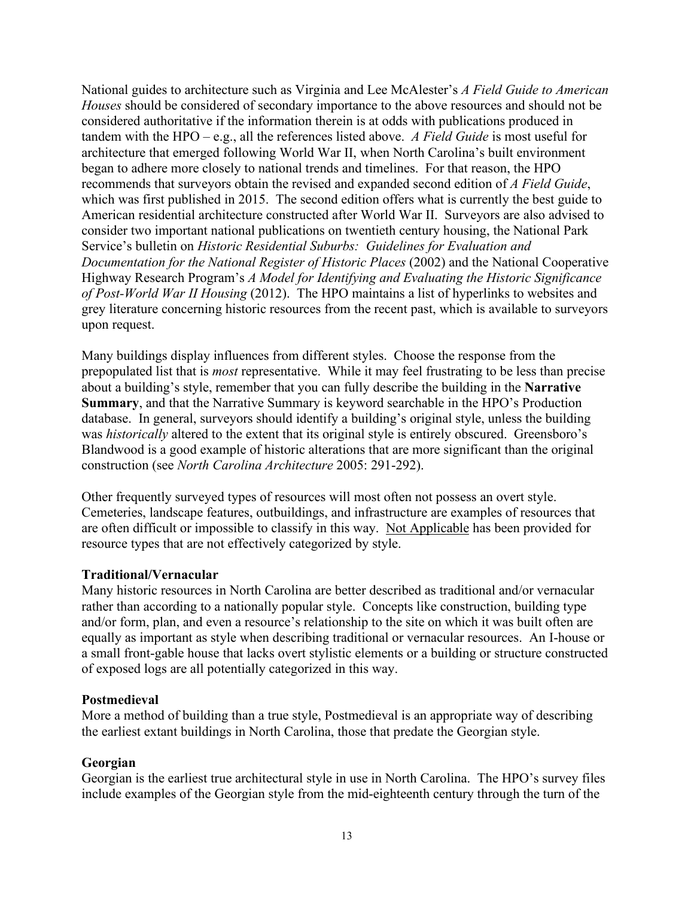National guides to architecture such as Virginia and Lee McAlester's *A Field Guide to American Houses* should be considered of secondary importance to the above resources and should not be considered authoritative if the information therein is at odds with publications produced in tandem with the HPO – e.g., all the references listed above. *A Field Guide* is most useful for architecture that emerged following World War II, when North Carolina's built environment began to adhere more closely to national trends and timelines. For that reason, the HPO recommends that surveyors obtain the revised and expanded second edition of *A Field Guide*, which was first published in 2015. The second edition offers what is currently the best guide to American residential architecture constructed after World War II. Surveyors are also advised to consider two important national publications on twentieth century housing, the National Park Service's bulletin on *Historic Residential Suburbs: Guidelines for Evaluation and Documentation for the National Register of Historic Places* (2002) and the National Cooperative Highway Research Program's *A Model for Identifying and Evaluating the Historic Significance of Post-World War II Housing* (2012). The HPO maintains a list of hyperlinks to websites and grey literature concerning historic resources from the recent past, which is available to surveyors upon request.

Many buildings display influences from different styles. Choose the response from the prepopulated list that is *most* representative. While it may feel frustrating to be less than precise about a building's style, remember that you can fully describe the building in the **Narrative Summary**, and that the Narrative Summary is keyword searchable in the HPO's Production database. In general, surveyors should identify a building's original style, unless the building was *historically* altered to the extent that its original style is entirely obscured. Greensboro's Blandwood is a good example of historic alterations that are more significant than the original construction (see *North Carolina Architecture* 2005: 291-292).

Other frequently surveyed types of resources will most often not possess an overt style. Cemeteries, landscape features, outbuildings, and infrastructure are examples of resources that are often difficult or impossible to classify in this way. <u>Not Applicable</u> has been provided for resource types that are not effectively categorized by style.

**Traditional/Vernacular**

Many historic resources in North Carolina are better described as traditional and/or vernacular rather than according to a nationally popular style. Concepts like construction, building type and/or form, plan, and even a resource's relationship to the site on which it was built often are equally as important as style when describing traditional or vernacular resources. An I-house or a small front-gable house that lacks overt stylistic elements or a building or structure constructed of exposed logs are all potentially categorized in this way.

**Postmedieval**

More a method of building than a true style, Postmedieval is an appropriate way of describing the earliest extant buildings in North Carolina, those that predate the Georgian style.

**Georgian**

Georgian is the earliest true architectural style in use in North Carolina. The HPO's survey files include examples of the Georgian style from the mid-eighteenth century through the turn of the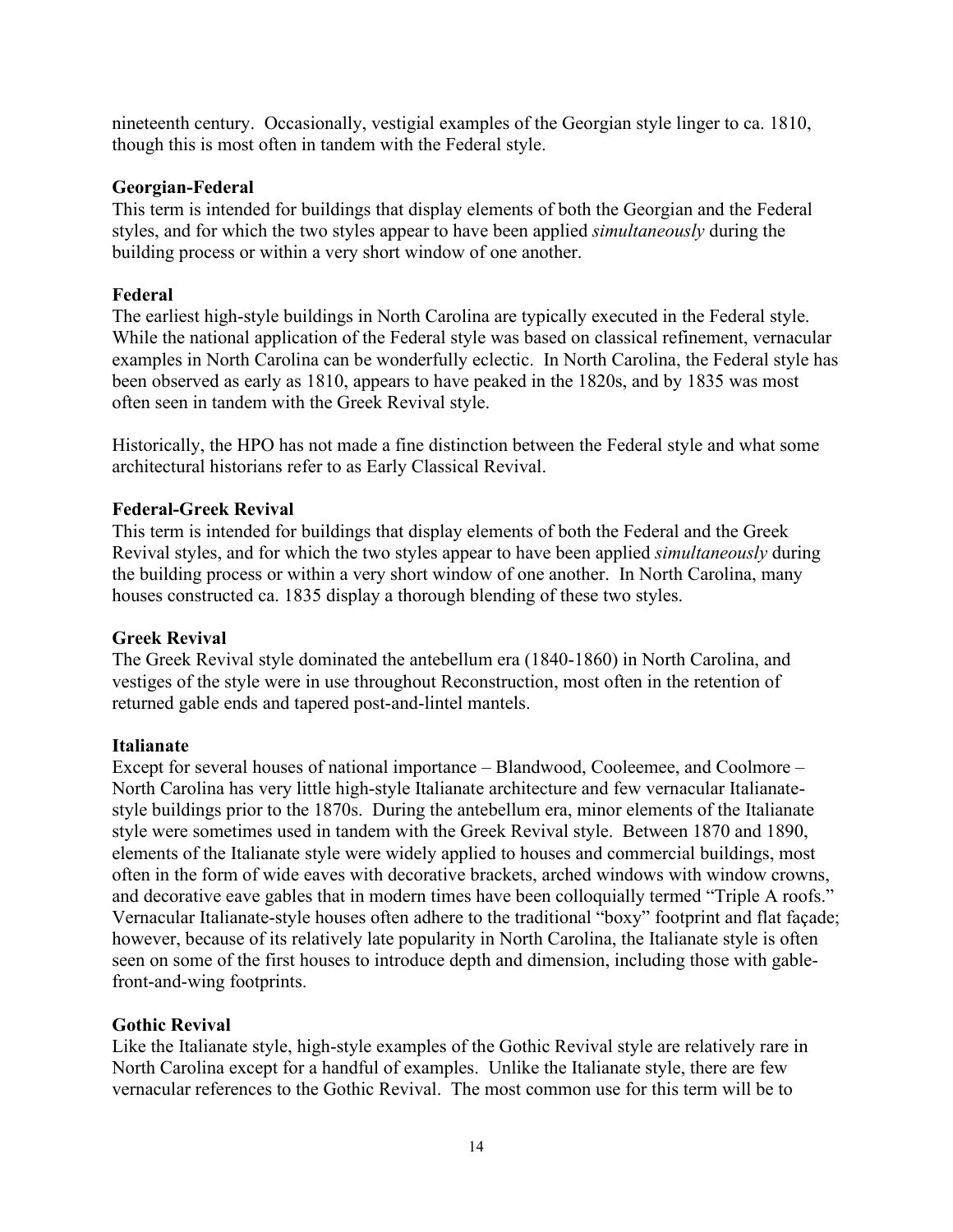nineteenth century. Occasionally, vestigial examples of the Georgian style linger to ca. 1810, though this is most often in tandem with the Federal style.

### Georgian-Federal

This term is intended for buildings that display elements of both the Georgian and the Federal styles, and for which the two styles appear to have been applied *simultaneously* during the building process or within a very short window of one another.

### Federal

The earliest high-style buildings in North Carolina are typically executed in the Federal style. While the national application of the Federal style was based on classical refinement, vernacular examples in North Carolina can be wonderfully eclectic. In North Carolina, the Federal style has been observed as early as 1810, appears to have peaked in the 1820s, and by 1835 was most often seen in tandem with the Greek Revival style.

Historically, the HPO has not made a fine distinction between the Federal style and what some architectural historians refer to as Early Classical Revival.

### Federal-Greek Revival

This term is intended for buildings that display elements of both the Federal and the Greek Revival styles, and for which the two styles appear to have been applied *simultaneously* during the building process or within a very short window of one another. In North Carolina, many houses constructed ca. 1835 display a thorough blending of these two styles.

### Greek Revival

The Greek Revival style dominated the antebellum era (1840-1860) in North Carolina, and vestiges of the style were in use throughout Reconstruction, most often in the retention of returned gable ends and tapered post-and-lintel mantels.

### Italianate

Except for several houses of national importance – Blandwood, Cooleemee, and Coolmore – North Carolina has very little high-style Italianate architecture and few vernacular Italianate-style buildings prior to the 1870s. During the antebellum era, minor elements of the Italianate style were sometimes used in tandem with the Greek Revival style. Between 1870 and 1890, elements of the Italianate style were widely applied to houses and commercial buildings, most often in the form of wide eaves with decorative brackets, arched windows with window crowns, and decorative eave gables that in modern times have been colloquially termed "Triple A roofs." Vernacular Italianate-style houses often adhere to the traditional "boxy" footprint and flat façade; however, because of its relatively late popularity in North Carolina, the Italianate style is often seen on some of the first houses to introduce depth and dimension, including those with gable-front-and-wing footprints.

### Gothic Revival

Like the Italianate style, high-style examples of the Gothic Revival style are relatively rare in North Carolina except for a handful of examples. Unlike the Italianate style, there are few vernacular references to the Gothic Revival. The most common use for this term will be to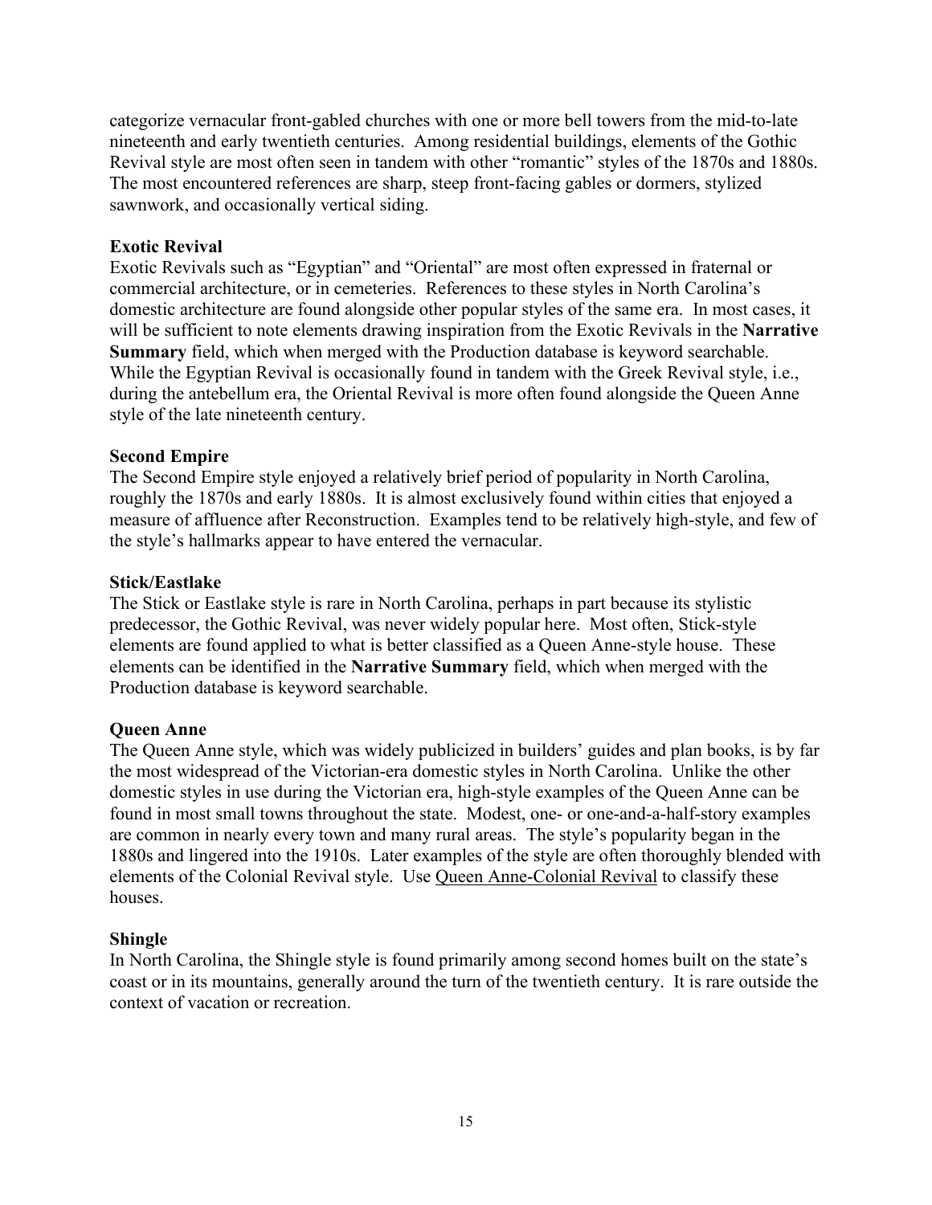categorize vernacular front-gabled churches with one or more bell towers from the mid-to-late nineteenth and early twentieth centuries. Among residential buildings, elements of the Gothic Revival style are most often seen in tandem with other "romantic" styles of the 1870s and 1880s. The most encountered references are sharp, steep front-facing gables or dormers, stylized sawnwork, and occasionally vertical siding.

**Exotic Revival**

Exotic Revivals such as "Egyptian" and "Oriental" are most often expressed in fraternal or commercial architecture, or in cemeteries. References to these styles in North Carolina's domestic architecture are found alongside other popular styles of the same era. In most cases, it will be sufficient to note elements drawing inspiration from the Exotic Revivals in the **Narrative Summary** field, which when merged with the Production database is keyword searchable. While the Egyptian Revival is occasionally found in tandem with the Greek Revival style, i.e., during the antebellum era, the Oriental Revival is more often found alongside the Queen Anne style of the late nineteenth century.

**Second Empire**

The Second Empire style enjoyed a relatively brief period of popularity in North Carolina, roughly the 1870s and early 1880s. It is almost exclusively found within cities that enjoyed a measure of affluence after Reconstruction. Examples tend to be relatively high-style, and few of the style's hallmarks appear to have entered the vernacular.

**Stick/Eastlake**

The Stick or Eastlake style is rare in North Carolina, perhaps in part because its stylistic predecessor, the Gothic Revival, was never widely popular here. Most often, Stick-style elements are found applied to what is better classified as a Queen Anne-style house. These elements can be identified in the **Narrative Summary** field, which when merged with the Production database is keyword searchable.

**Queen Anne**

The Queen Anne style, which was widely publicized in builders' guides and plan books, is by far the most widespread of the Victorian-era domestic styles in North Carolina. Unlike the other domestic styles in use during the Victorian era, high-style examples of the Queen Anne can be found in most small towns throughout the state. Modest, one- or one-and-a-half-story examples are common in nearly every town and many rural areas. The style's popularity began in the 1880s and lingered into the 1910s. Later examples of the style are often thoroughly blended with elements of the Colonial Revival style. Use <u>Queen Anne-Colonial Revival</u> to classify these houses.

**Shingle**

In North Carolina, the Shingle style is found primarily among second homes built on the state's coast or in its mountains, generally around the turn of the twentieth century. It is rare outside the context of vacation or recreation.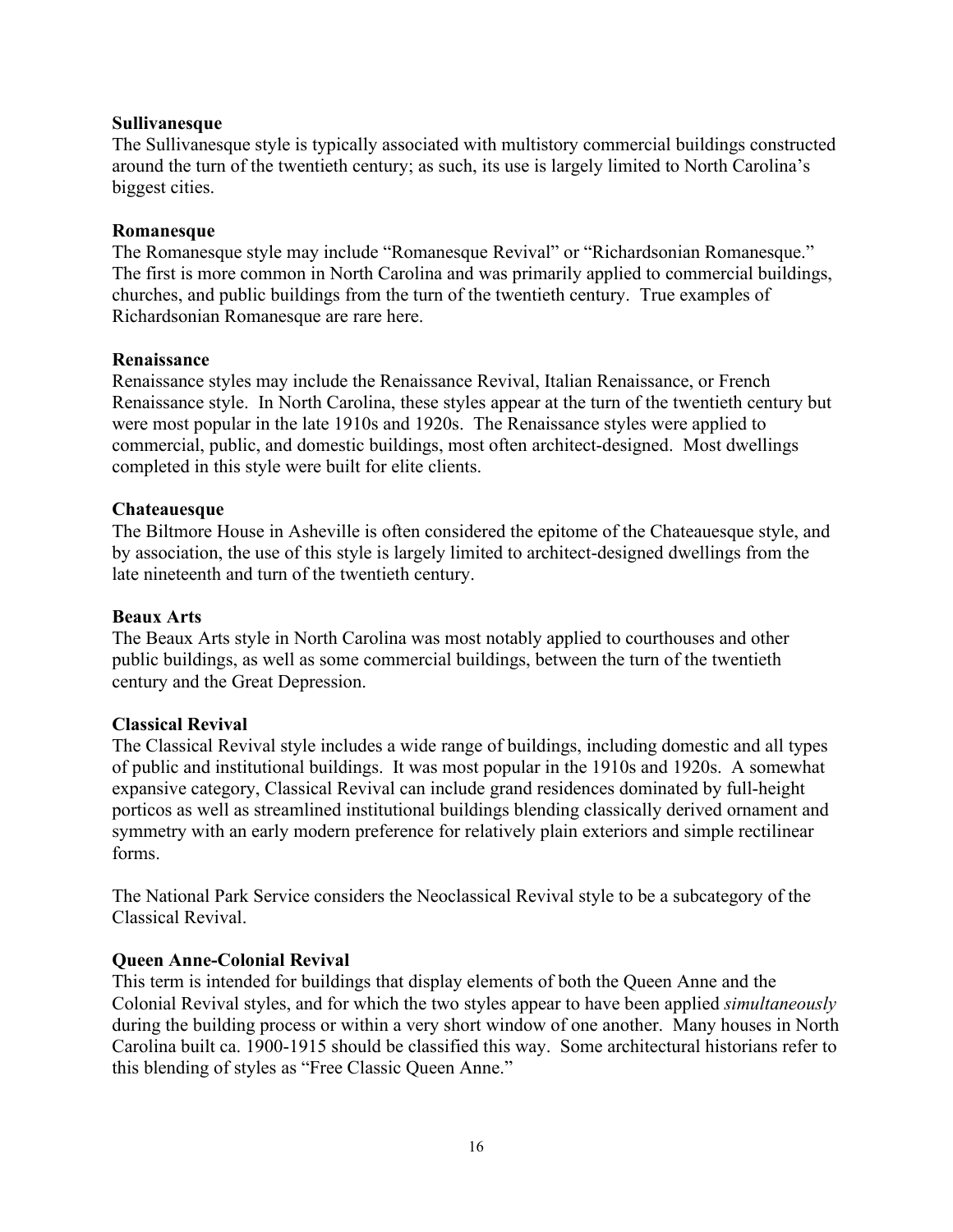**Sullivanesque**

The Sullivanesque style is typically associated with multistory commercial buildings constructed around the turn of the twentieth century; as such, its use is largely limited to North Carolina's biggest cities.

**Romanesque**

The Romanesque style may include "Romanesque Revival" or "Richardsonian Romanesque." The first is more common in North Carolina and was primarily applied to commercial buildings, churches, and public buildings from the turn of the twentieth century. True examples of Richardsonian Romanesque are rare here.

**Renaissance**

Renaissance styles may include the Renaissance Revival, Italian Renaissance, or French Renaissance style. In North Carolina, these styles appear at the turn of the twentieth century but were most popular in the late 1910s and 1920s. The Renaissance styles were applied to commercial, public, and domestic buildings, most often architect-designed. Most dwellings completed in this style were built for elite clients.

**Chateauesque**

The Biltmore House in Asheville is often considered the epitome of the Chateauesque style, and by association, the use of this style is largely limited to architect-designed dwellings from the late nineteenth and turn of the twentieth century.

**Beaux Arts**

The Beaux Arts style in North Carolina was most notably applied to courthouses and other public buildings, as well as some commercial buildings, between the turn of the twentieth century and the Great Depression.

**Classical Revival**

The Classical Revival style includes a wide range of buildings, including domestic and all types of public and institutional buildings. It was most popular in the 1910s and 1920s. A somewhat expansive category, Classical Revival can include grand residences dominated by full-height porticos as well as streamlined institutional buildings blending classically derived ornament and symmetry with an early modern preference for relatively plain exteriors and simple rectilinear forms.

The National Park Service considers the Neoclassical Revival style to be a subcategory of the Classical Revival.

**Queen Anne-Colonial Revival**

This term is intended for buildings that display elements of both the Queen Anne and the Colonial Revival styles, and for which the two styles appear to have been applied *simultaneously* during the building process or within a very short window of one another. Many houses in North Carolina built ca. 1900-1915 should be classified this way. Some architectural historians refer to this blending of styles as "Free Classic Queen Anne."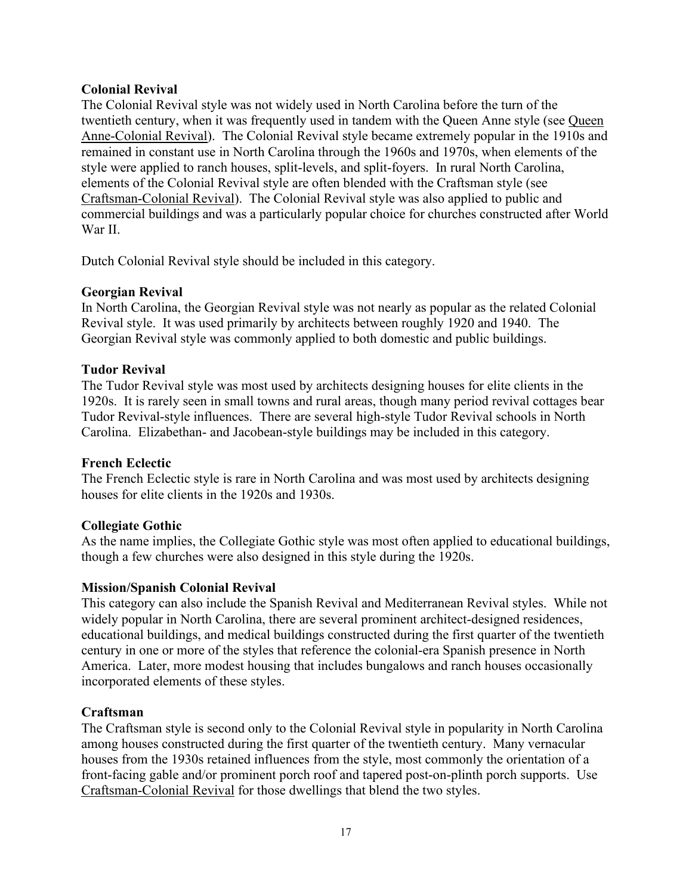**Colonial Revival**

The Colonial Revival style was not widely used in North Carolina before the turn of the twentieth century, when it was frequently used in tandem with the Queen Anne style (see Queen Anne-Colonial Revival). The Colonial Revival style became extremely popular in the 1910s and remained in constant use in North Carolina through the 1960s and 1970s, when elements of the style were applied to ranch houses, split-levels, and split-foyers. In rural North Carolina, elements of the Colonial Revival style are often blended with the Craftsman style (see Craftsman-Colonial Revival). The Colonial Revival style was also applied to public and commercial buildings and was a particularly popular choice for churches constructed after World War II.

Dutch Colonial Revival style should be included in this category.

**Georgian Revival**

In North Carolina, the Georgian Revival style was not nearly as popular as the related Colonial Revival style. It was used primarily by architects between roughly 1920 and 1940. The Georgian Revival style was commonly applied to both domestic and public buildings.

**Tudor Revival**

The Tudor Revival style was most used by architects designing houses for elite clients in the 1920s. It is rarely seen in small towns and rural areas, though many period revival cottages bear Tudor Revival-style influences. There are several high-style Tudor Revival schools in North Carolina. Elizabethan- and Jacobean-style buildings may be included in this category.

**French Eclectic**

The French Eclectic style is rare in North Carolina and was most used by architects designing houses for elite clients in the 1920s and 1930s.

**Collegiate Gothic**

As the name implies, the Collegiate Gothic style was most often applied to educational buildings, though a few churches were also designed in this style during the 1920s.

**Mission/Spanish Colonial Revival**

This category can also include the Spanish Revival and Mediterranean Revival styles. While not widely popular in North Carolina, there are several prominent architect-designed residences, educational buildings, and medical buildings constructed during the first quarter of the twentieth century in one or more of the styles that reference the colonial-era Spanish presence in North America. Later, more modest housing that includes bungalows and ranch houses occasionally incorporated elements of these styles.

**Craftsman**

The Craftsman style is second only to the Colonial Revival style in popularity in North Carolina among houses constructed during the first quarter of the twentieth century. Many vernacular houses from the 1930s retained influences from the style, most commonly the orientation of a front-facing gable and/or prominent porch roof and tapered post-on-plinth porch supports. Use Craftsman-Colonial Revival for those dwellings that blend the two styles.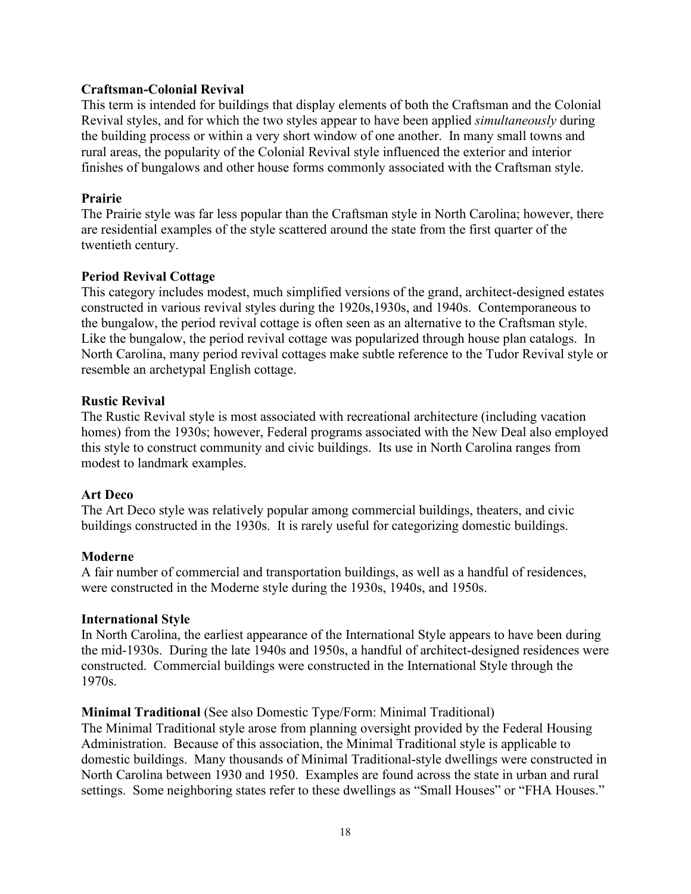**Craftsman-Colonial Revival**

This term is intended for buildings that display elements of both the Craftsman and the Colonial Revival styles, and for which the two styles appear to have been applied *simultaneously* during the building process or within a very short window of one another. In many small towns and rural areas, the popularity of the Colonial Revival style influenced the exterior and interior finishes of bungalows and other house forms commonly associated with the Craftsman style.

**Prairie**

The Prairie style was far less popular than the Craftsman style in North Carolina; however, there are residential examples of the style scattered around the state from the first quarter of the twentieth century.

**Period Revival Cottage**

This category includes modest, much simplified versions of the grand, architect-designed estates constructed in various revival styles during the 1920s,1930s, and 1940s. Contemporaneous to the bungalow, the period revival cottage is often seen as an alternative to the Craftsman style. Like the bungalow, the period revival cottage was popularized through house plan catalogs. In North Carolina, many period revival cottages make subtle reference to the Tudor Revival style or resemble an archetypal English cottage.

**Rustic Revival**

The Rustic Revival style is most associated with recreational architecture (including vacation homes) from the 1930s; however, Federal programs associated with the New Deal also employed this style to construct community and civic buildings. Its use in North Carolina ranges from modest to landmark examples.

**Art Deco**

The Art Deco style was relatively popular among commercial buildings, theaters, and civic buildings constructed in the 1930s. It is rarely useful for categorizing domestic buildings.

**Moderne**

A fair number of commercial and transportation buildings, as well as a handful of residences, were constructed in the Moderne style during the 1930s, 1940s, and 1950s.

**International Style**

In North Carolina, the earliest appearance of the International Style appears to have been during the mid-1930s. During the late 1940s and 1950s, a handful of architect-designed residences were constructed. Commercial buildings were constructed in the International Style through the 1970s.

**Minimal Traditional** (See also Domestic Type/Form: Minimal Traditional)

The Minimal Traditional style arose from planning oversight provided by the Federal Housing Administration. Because of this association, the Minimal Traditional style is applicable to domestic buildings. Many thousands of Minimal Traditional-style dwellings were constructed in North Carolina between 1930 and 1950. Examples are found across the state in urban and rural settings. Some neighboring states refer to these dwellings as "Small Houses" or "FHA Houses."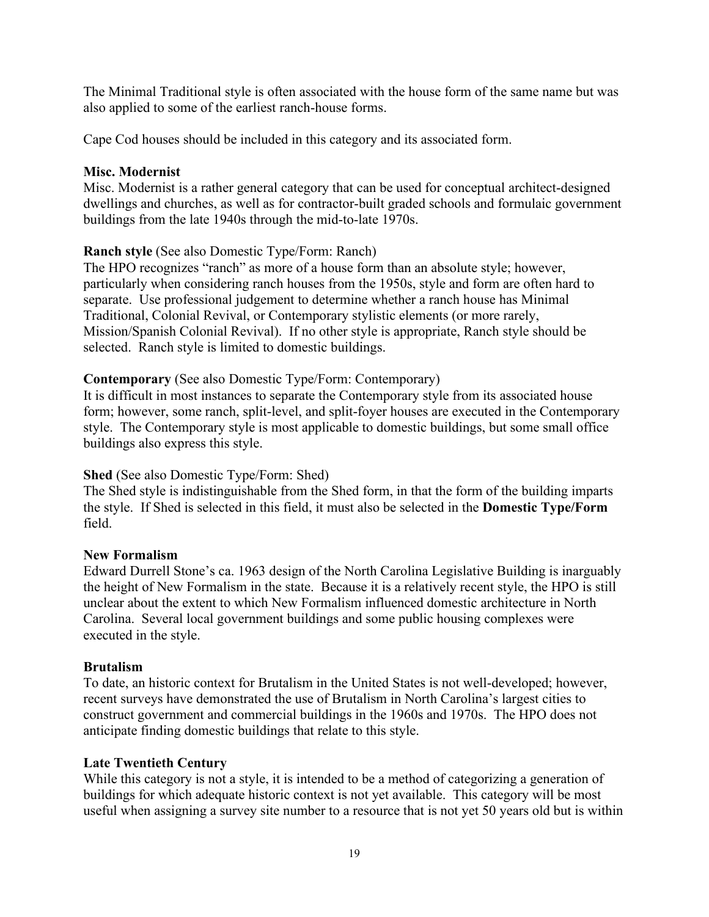The Minimal Traditional style is often associated with the house form of the same name but was also applied to some of the earliest ranch-house forms.

Cape Cod houses should be included in this category and its associated form.

**Misc. Modernist**
Misc. Modernist is a rather general category that can be used for conceptual architect-designed dwellings and churches, as well as for contractor-built graded schools and formulaic government buildings from the late 1940s through the mid-to-late 1970s.

**Ranch style** (See also Domestic Type/Form: Ranch)
The HPO recognizes "ranch" as more of a house form than an absolute style; however, particularly when considering ranch houses from the 1950s, style and form are often hard to separate. Use professional judgement to determine whether a ranch house has Minimal Traditional, Colonial Revival, or Contemporary stylistic elements (or more rarely, Mission/Spanish Colonial Revival). If no other style is appropriate, Ranch style should be selected. Ranch style is limited to domestic buildings.

**Contemporary** (See also Domestic Type/Form: Contemporary)
It is difficult in most instances to separate the Contemporary style from its associated house form; however, some ranch, split-level, and split-foyer houses are executed in the Contemporary style. The Contemporary style is most applicable to domestic buildings, but some small office buildings also express this style.

**Shed** (See also Domestic Type/Form: Shed)
The Shed style is indistinguishable from the Shed form, in that the form of the building imparts the style. If Shed is selected in this field, it must also be selected in the **Domestic Type/Form** field.

**New Formalism**
Edward Durrell Stone's ca. 1963 design of the North Carolina Legislative Building is inarguably the height of New Formalism in the state. Because it is a relatively recent style, the HPO is still unclear about the extent to which New Formalism influenced domestic architecture in North Carolina. Several local government buildings and some public housing complexes were executed in the style.

**Brutalism**
To date, an historic context for Brutalism in the United States is not well-developed; however, recent surveys have demonstrated the use of Brutalism in North Carolina's largest cities to construct government and commercial buildings in the 1960s and 1970s. The HPO does not anticipate finding domestic buildings that relate to this style.

**Late Twentieth Century**
While this category is not a style, it is intended to be a method of categorizing a generation of buildings for which adequate historic context is not yet available. This category will be most useful when assigning a survey site number to a resource that is not yet 50 years old but is within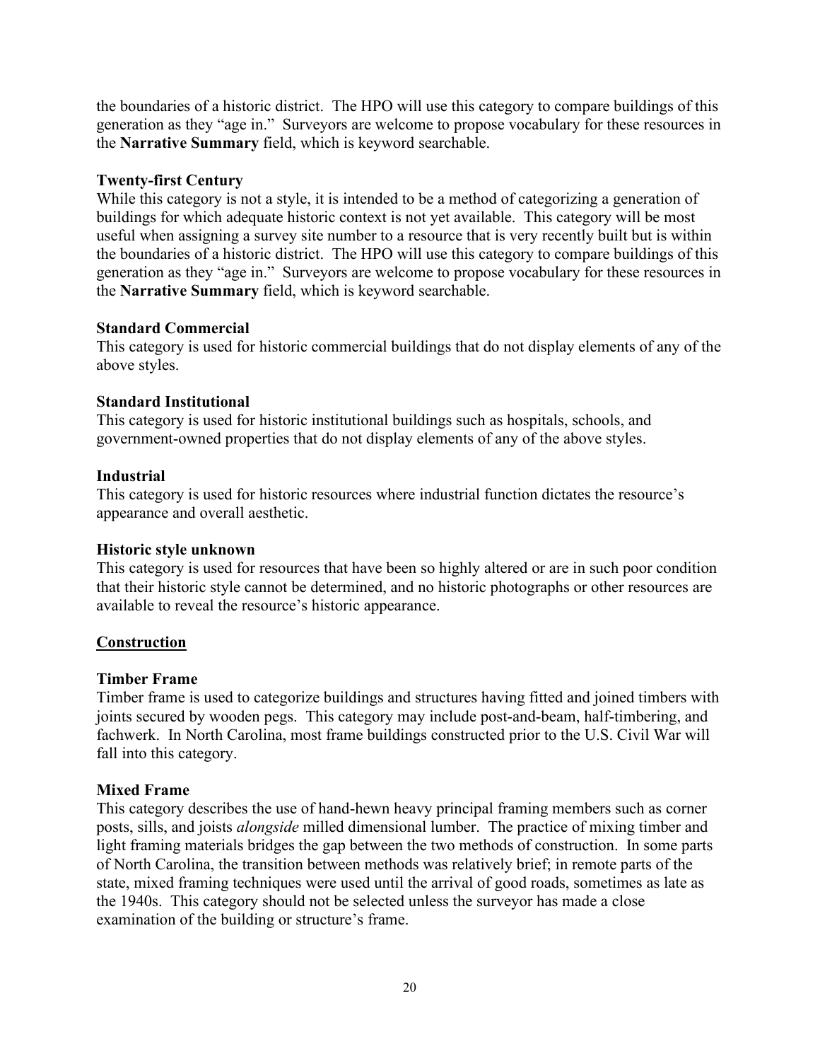the boundaries of a historic district. The HPO will use this category to compare buildings of this generation as they "age in." Surveyors are welcome to propose vocabulary for these resources in the **Narrative Summary** field, which is keyword searchable.

**Twenty-first Century**
While this category is not a style, it is intended to be a method of categorizing a generation of buildings for which adequate historic context is not yet available. This category will be most useful when assigning a survey site number to a resource that is very recently built but is within the boundaries of a historic district. The HPO will use this category to compare buildings of this generation as they "age in." Surveyors are welcome to propose vocabulary for these resources in the **Narrative Summary** field, which is keyword searchable.

**Standard Commercial**
This category is used for historic commercial buildings that do not display elements of any of the above styles.

**Standard Institutional**
This category is used for historic institutional buildings such as hospitals, schools, and government-owned properties that do not display elements of any of the above styles.

**Industrial**
This category is used for historic resources where industrial function dictates the resource's appearance and overall aesthetic.

**Historic style unknown**
This category is used for resources that have been so highly altered or are in such poor condition that their historic style cannot be determined, and no historic photographs or other resources are available to reveal the resource's historic appearance.

## Construction

**Timber Frame**
Timber frame is used to categorize buildings and structures having fitted and joined timbers with joints secured by wooden pegs. This category may include post-and-beam, half-timbering, and fachwerk. In North Carolina, most frame buildings constructed prior to the U.S. Civil War will fall into this category.

**Mixed Frame**
This category describes the use of hand-hewn heavy principal framing members such as corner posts, sills, and joists *alongside* milled dimensional lumber. The practice of mixing timber and light framing materials bridges the gap between the two methods of construction. In some parts of North Carolina, the transition between methods was relatively brief; in remote parts of the state, mixed framing techniques were used until the arrival of good roads, sometimes as late as the 1940s. This category should not be selected unless the surveyor has made a close examination of the building or structure's frame.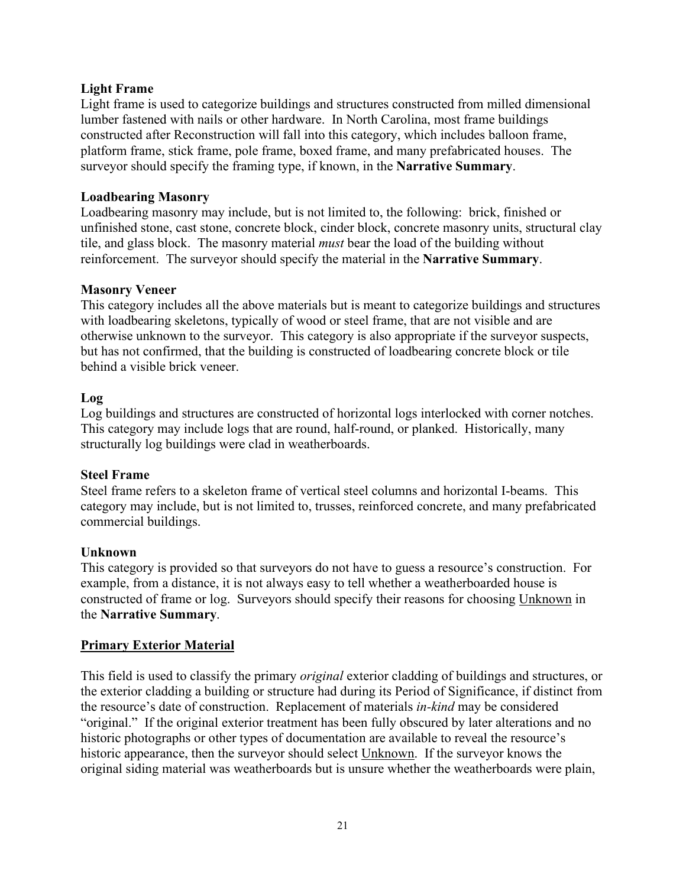### Light Frame

Light frame is used to categorize buildings and structures constructed from milled dimensional lumber fastened with nails or other hardware. In North Carolina, most frame buildings constructed after Reconstruction will fall into this category, which includes balloon frame, platform frame, stick frame, pole frame, boxed frame, and many prefabricated houses. The surveyor should specify the framing type, if known, in the **Narrative Summary**.

### Loadbearing Masonry

Loadbearing masonry may include, but is not limited to, the following: brick, finished or unfinished stone, cast stone, concrete block, cinder block, concrete masonry units, structural clay tile, and glass block. The masonry material *must* bear the load of the building without reinforcement. The surveyor should specify the material in the **Narrative Summary**.

### Masonry Veneer

This category includes all the above materials but is meant to categorize buildings and structures with loadbearing skeletons, typically of wood or steel frame, that are not visible and are otherwise unknown to the surveyor. This category is also appropriate if the surveyor suspects, but has not confirmed, that the building is constructed of loadbearing concrete block or tile behind a visible brick veneer.

### Log

Log buildings and structures are constructed of horizontal logs interlocked with corner notches. This category may include logs that are round, half-round, or planked. Historically, many structurally log buildings were clad in weatherboards.

### Steel Frame

Steel frame refers to a skeleton frame of vertical steel columns and horizontal I-beams. This category may include, but is not limited to, trusses, reinforced concrete, and many prefabricated commercial buildings.

### Unknown

This category is provided so that surveyors do not have to guess a resource's construction. For example, from a distance, it is not always easy to tell whether a weatherboarded house is constructed of frame or log. Surveyors should specify their reasons for choosing <u>Unknown</u> in the **Narrative Summary**.

## <u>Primary Exterior Material</u>

This field is used to classify the primary *original* exterior cladding of buildings and structures, or the exterior cladding a building or structure had during its Period of Significance, if distinct from the resource's date of construction. Replacement of materials *in-kind* may be considered "original." If the original exterior treatment has been fully obscured by later alterations and no historic photographs or other types of documentation are available to reveal the resource's historic appearance, then the surveyor should select <u>Unknown</u>. If the surveyor knows the original siding material was weatherboards but is unsure whether the weatherboards were plain,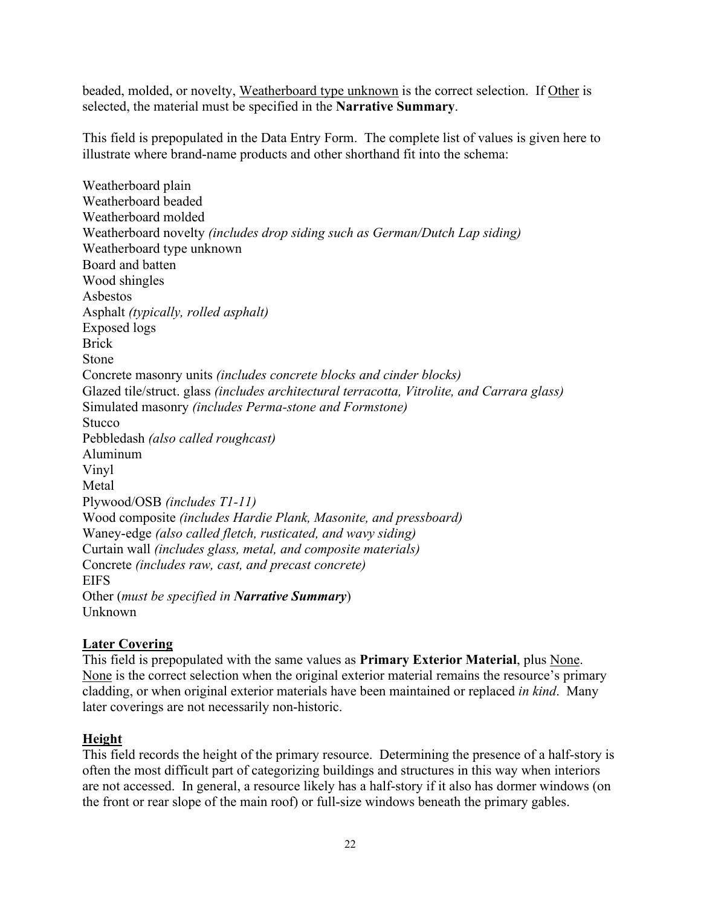beaded, molded, or novelty, Weatherboard type unknown is the correct selection. If Other is selected, the material must be specified in the **Narrative Summary**.

This field is prepopulated in the Data Entry Form. The complete list of values is given here to illustrate where brand-name products and other shorthand fit into the schema:

Weatherboard plain
Weatherboard beaded
Weatherboard molded
Weatherboard novelty *(includes drop siding such as German/Dutch Lap siding)*
Weatherboard type unknown
Board and batten
Wood shingles
Asbestos
Asphalt *(typically, rolled asphalt)*
Exposed logs
Brick
Stone
Concrete masonry units *(includes concrete blocks and cinder blocks)*
Glazed tile/struct. glass *(includes architectural terracotta, Vitrolite, and Carrara glass)*
Simulated masonry *(includes Perma-stone and Formstone)*
Stucco
Pebbledash *(also called roughcast)*
Aluminum
Vinyl
Metal
Plywood/OSB *(includes T1-11)*
Wood composite *(includes Hardie Plank, Masonite, and pressboard)*
Waney-edge *(also called fletch, rusticated, and wavy siding)*
Curtain wall *(includes glass, metal, and composite materials)*
Concrete *(includes raw, cast, and precast concrete)*
EIFS
Other (*must be specified in **Narrative Summary***)
Unknown

**Later Covering**

This field is prepopulated with the same values as **Primary Exterior Material**, plus None. None is the correct selection when the original exterior material remains the resource's primary cladding, or when original exterior materials have been maintained or replaced *in kind*. Many later coverings are not necessarily non-historic.

**Height**

This field records the height of the primary resource. Determining the presence of a half-story is often the most difficult part of categorizing buildings and structures in this way when interiors are not accessed. In general, a resource likely has a half-story if it also has dormer windows (on the front or rear slope of the main roof) or full-size windows beneath the primary gables.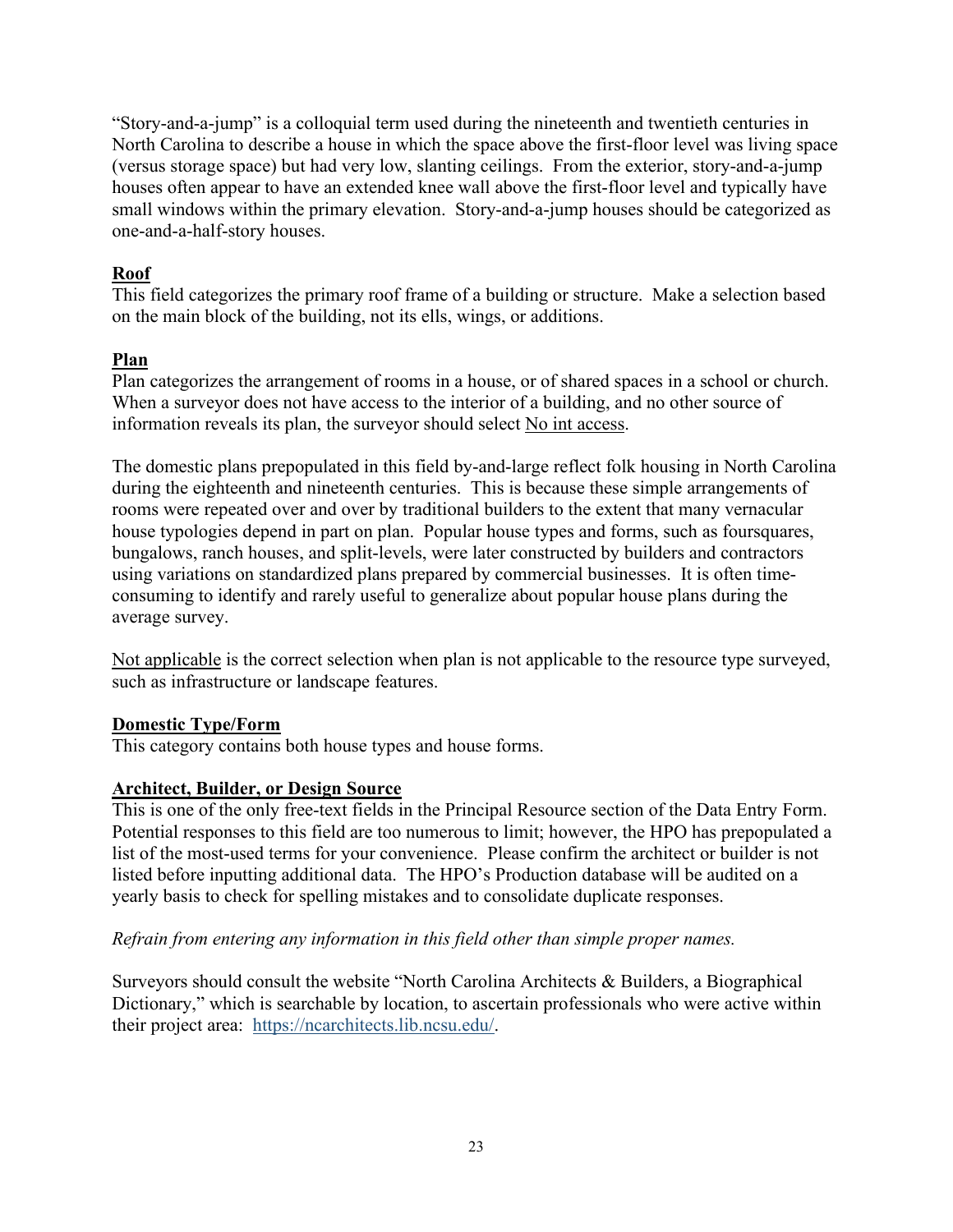"Story-and-a-jump" is a colloquial term used during the nineteenth and twentieth centuries in North Carolina to describe a house in which the space above the first-floor level was living space (versus storage space) but had very low, slanting ceilings. From the exterior, story-and-a-jump houses often appear to have an extended knee wall above the first-floor level and typically have small windows within the primary elevation. Story-and-a-jump houses should be categorized as one-and-a-half-story houses.

## Roof

This field categorizes the primary roof frame of a building or structure. Make a selection based on the main block of the building, not its ells, wings, or additions.

## Plan

Plan categorizes the arrangement of rooms in a house, or of shared spaces in a school or church. When a surveyor does not have access to the interior of a building, and no other source of information reveals its plan, the surveyor should select No int access.

The domestic plans prepopulated in this field by-and-large reflect folk housing in North Carolina during the eighteenth and nineteenth centuries. This is because these simple arrangements of rooms were repeated over and over by traditional builders to the extent that many vernacular house typologies depend in part on plan. Popular house types and forms, such as foursquares, bungalows, ranch houses, and split-levels, were later constructed by builders and contractors using variations on standardized plans prepared by commercial businesses. It is often time-consuming to identify and rarely useful to generalize about popular house plans during the average survey.

Not applicable is the correct selection when plan is not applicable to the resource type surveyed, such as infrastructure or landscape features.

## Domestic Type/Form

This category contains both house types and house forms.

## Architect, Builder, or Design Source

This is one of the only free-text fields in the Principal Resource section of the Data Entry Form. Potential responses to this field are too numerous to limit; however, the HPO has prepopulated a list of the most-used terms for your convenience. Please confirm the architect or builder is not listed before inputting additional data. The HPO's Production database will be audited on a yearly basis to check for spelling mistakes and to consolidate duplicate responses.

*Refrain from entering any information in this field other than simple proper names.*

Surveyors should consult the website "North Carolina Architects & Builders, a Biographical Dictionary," which is searchable by location, to ascertain professionals who were active within their project area: https://ncarchitects.lib.ncsu.edu/.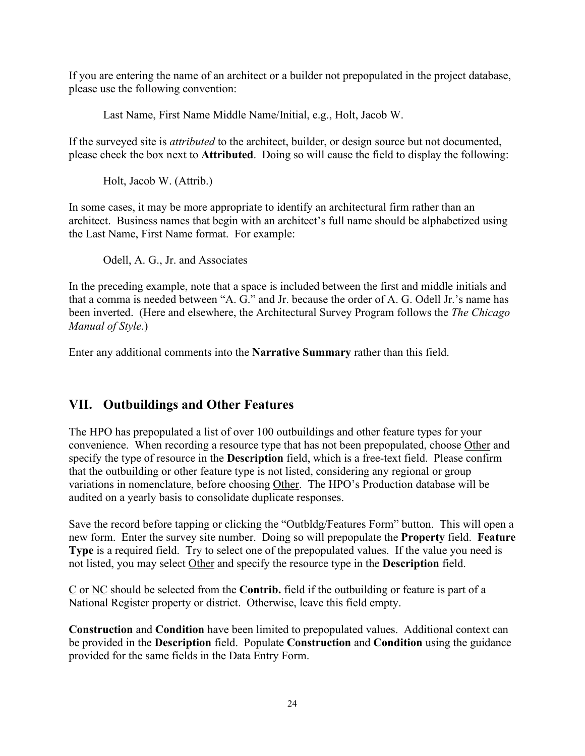If you are entering the name of an architect or a builder not prepopulated in the project database, please use the following convention:

Last Name, First Name Middle Name/Initial, e.g., Holt, Jacob W.

If the surveyed site is *attributed* to the architect, builder, or design source but not documented, please check the box next to **Attributed**. Doing so will cause the field to display the following:

Holt, Jacob W. (Attrib.)

In some cases, it may be more appropriate to identify an architectural firm rather than an architect. Business names that begin with an architect's full name should be alphabetized using the Last Name, First Name format. For example:

Odell, A. G., Jr. and Associates

In the preceding example, note that a space is included between the first and middle initials and that a comma is needed between "A. G." and Jr. because the order of A. G. Odell Jr.'s name has been inverted. (Here and elsewhere, the Architectural Survey Program follows the *The Chicago Manual of Style*.)

Enter any additional comments into the **Narrative Summary** rather than this field.

## VII. Outbuildings and Other Features

The HPO has prepopulated a list of over 100 outbuildings and other feature types for your convenience. When recording a resource type that has not been prepopulated, choose <u>Other</u> and specify the type of resource in the **Description** field, which is a free-text field. Please confirm that the outbuilding or other feature type is not listed, considering any regional or group variations in nomenclature, before choosing <u>Other</u>. The HPO's Production database will be audited on a yearly basis to consolidate duplicate responses.

Save the record before tapping or clicking the "Outbldg/Features Form" button. This will open a new form. Enter the survey site number. Doing so will prepopulate the **Property** field. **Feature Type** is a required field. Try to select one of the prepopulated values. If the value you need is not listed, you may select <u>Other</u> and specify the resource type in the **Description** field.

<u>C</u> or <u>NC</u> should be selected from the **Contrib.** field if the outbuilding or feature is part of a National Register property or district. Otherwise, leave this field empty.

**Construction** and **Condition** have been limited to prepopulated values. Additional context can be provided in the **Description** field. Populate **Construction** and **Condition** using the guidance provided for the same fields in the Data Entry Form.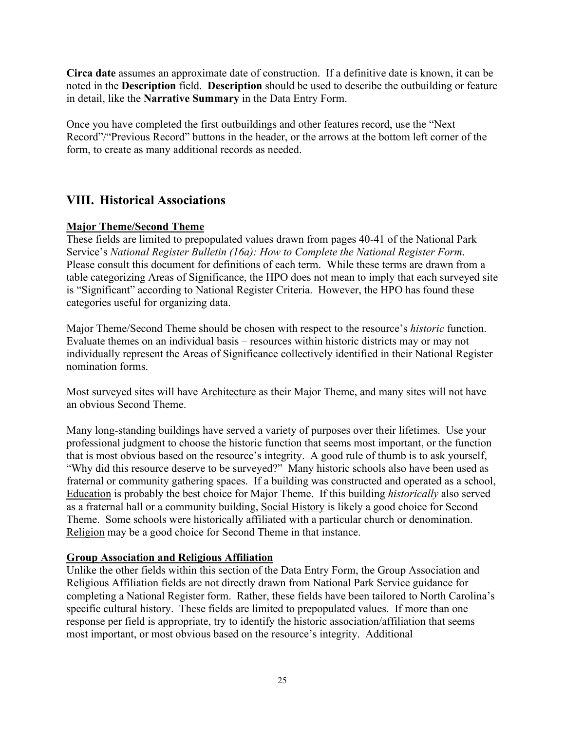**Circa date** assumes an approximate date of construction. If a definitive date is known, it can be noted in the **Description** field. **Description** should be used to describe the outbuilding or feature in detail, like the **Narrative Summary** in the Data Entry Form.

Once you have completed the first outbuildings and other features record, use the "Next Record"/"Previous Record" buttons in the header, or the arrows at the bottom left corner of the form, to create as many additional records as needed.

## VIII. Historical Associations

**Major Theme/Second Theme**

These fields are limited to prepopulated values drawn from pages 40-41 of the National Park Service's *National Register Bulletin (16a): How to Complete the National Register Form*. Please consult this document for definitions of each term. While these terms are drawn from a table categorizing Areas of Significance, the HPO does not mean to imply that each surveyed site is "Significant" according to National Register Criteria. However, the HPO has found these categories useful for organizing data.

Major Theme/Second Theme should be chosen with respect to the resource's *historic* function. Evaluate themes on an individual basis – resources within historic districts may or may not individually represent the Areas of Significance collectively identified in their National Register nomination forms.

Most surveyed sites will have Architecture as their Major Theme, and many sites will not have an obvious Second Theme.

Many long-standing buildings have served a variety of purposes over their lifetimes. Use your professional judgment to choose the historic function that seems most important, or the function that is most obvious based on the resource's integrity. A good rule of thumb is to ask yourself, "Why did this resource deserve to be surveyed?" Many historic schools also have been used as fraternal or community gathering spaces. If a building was constructed and operated as a school, Education is probably the best choice for Major Theme. If this building *historically* also served as a fraternal hall or a community building, Social History is likely a good choice for Second Theme. Some schools were historically affiliated with a particular church or denomination. Religion may be a good choice for Second Theme in that instance.

**Group Association and Religious Affiliation**

Unlike the other fields within this section of the Data Entry Form, the Group Association and Religious Affiliation fields are not directly drawn from National Park Service guidance for completing a National Register form. Rather, these fields have been tailored to North Carolina's specific cultural history. These fields are limited to prepopulated values. If more than one response per field is appropriate, try to identify the historic association/affiliation that seems most important, or most obvious based on the resource's integrity. Additional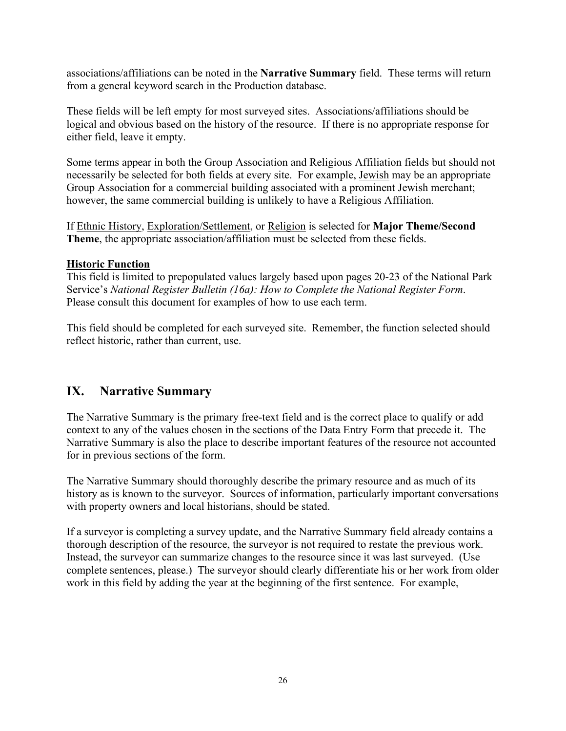associations/affiliations can be noted in the **Narrative Summary** field. These terms will return from a general keyword search in the Production database.

These fields will be left empty for most surveyed sites. Associations/affiliations should be logical and obvious based on the history of the resource. If there is no appropriate response for either field, leave it empty.

Some terms appear in both the Group Association and Religious Affiliation fields but should not necessarily be selected for both fields at every site. For example, <u>Jewish</u> may be an appropriate Group Association for a commercial building associated with a prominent Jewish merchant; however, the same commercial building is unlikely to have a Religious Affiliation.

If <u>Ethnic History</u>, <u>Exploration/Settlement</u>, or <u>Religion</u> is selected for **Major Theme/Second Theme**, the appropriate association/affiliation must be selected from these fields.

**<u>Historic Function</u>**

This field is limited to prepopulated values largely based upon pages 20-23 of the National Park Service's *National Register Bulletin (16a): How to Complete the National Register Form*. Please consult this document for examples of how to use each term.

This field should be completed for each surveyed site. Remember, the function selected should reflect historic, rather than current, use.

## IX. Narrative Summary

The Narrative Summary is the primary free-text field and is the correct place to qualify or add context to any of the values chosen in the sections of the Data Entry Form that precede it. The Narrative Summary is also the place to describe important features of the resource not accounted for in previous sections of the form.

The Narrative Summary should thoroughly describe the primary resource and as much of its history as is known to the surveyor. Sources of information, particularly important conversations with property owners and local historians, should be stated.

If a surveyor is completing a survey update, and the Narrative Summary field already contains a thorough description of the resource, the surveyor is not required to restate the previous work. Instead, the surveyor can summarize changes to the resource since it was last surveyed. (Use complete sentences, please.) The surveyor should clearly differentiate his or her work from older work in this field by adding the year at the beginning of the first sentence. For example,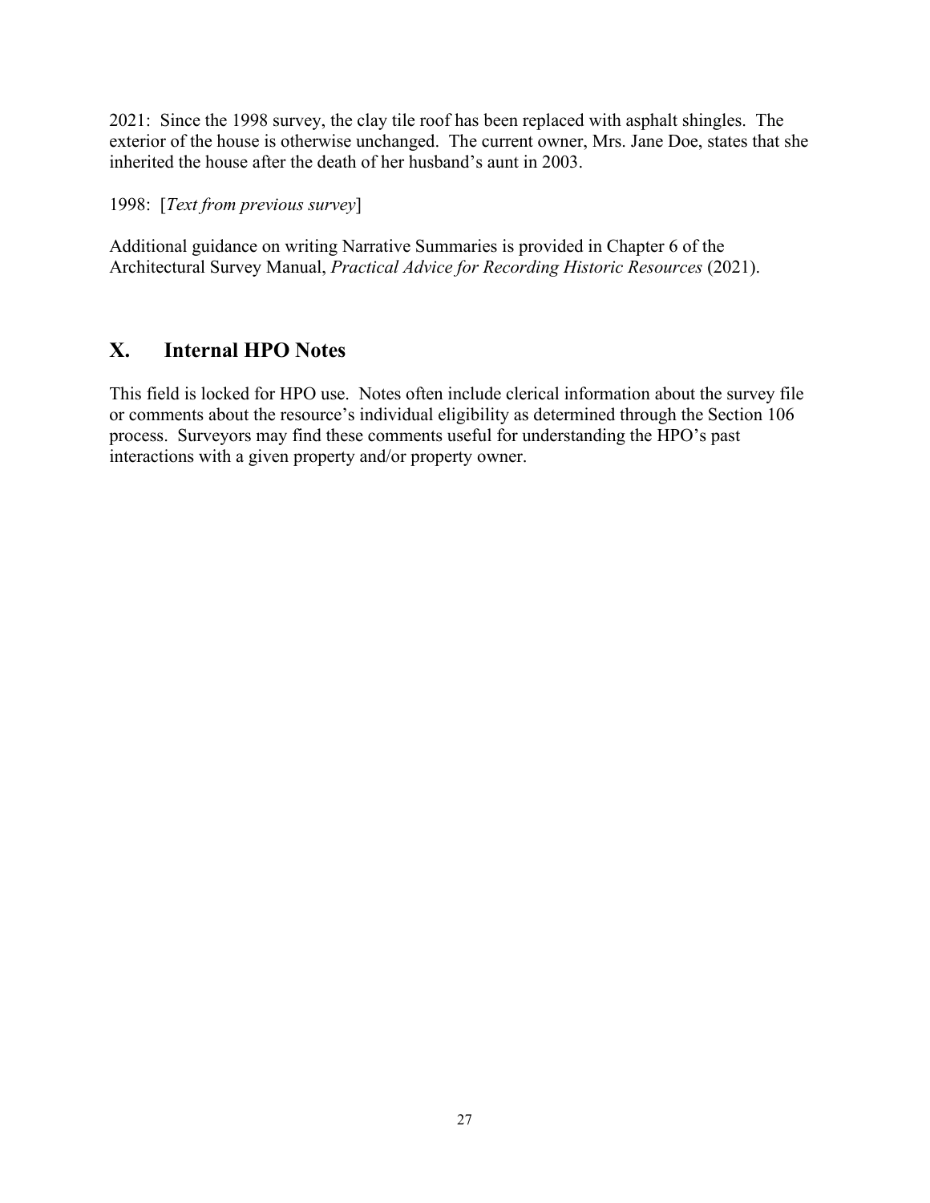2021: Since the 1998 survey, the clay tile roof has been replaced with asphalt shingles. The exterior of the house is otherwise unchanged. The current owner, Mrs. Jane Doe, states that she inherited the house after the death of her husband's aunt in 2003.

1998: [*Text from previous survey*]

Additional guidance on writing Narrative Summaries is provided in Chapter 6 of the Architectural Survey Manual, *Practical Advice for Recording Historic Resources* (2021).

## X. Internal HPO Notes

This field is locked for HPO use. Notes often include clerical information about the survey file or comments about the resource's individual eligibility as determined through the Section 106 process. Surveyors may find these comments useful for understanding the HPO's past interactions with a given property and/or property owner.